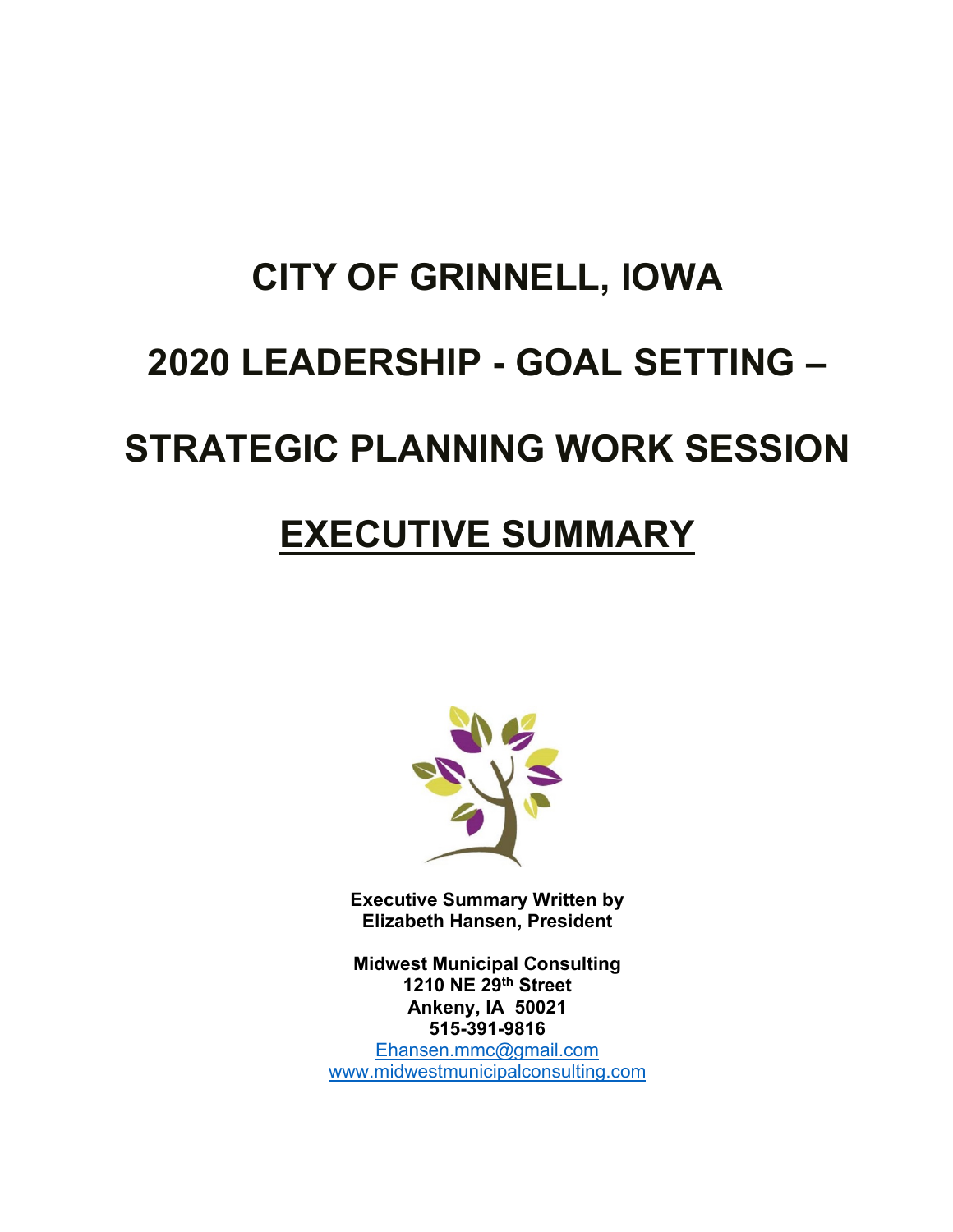# CITY OF GRINNELL, IOWA

# 2020 LEADERSHIP - GOAL SETTING –

# STRATEGIC PLANNING WORK SESSION

# EXECUTIVE SUMMARY

**Executive Summary Written by**
**Elizabeth Hansen, President**

**Midwest Municipal Consulting**
**1210 NE 29th Street**
**Ankeny, IA 50021**
**515-391-9816**
Ehansen.mmc@gmail.com
www.midwestmunicipalconsulting.com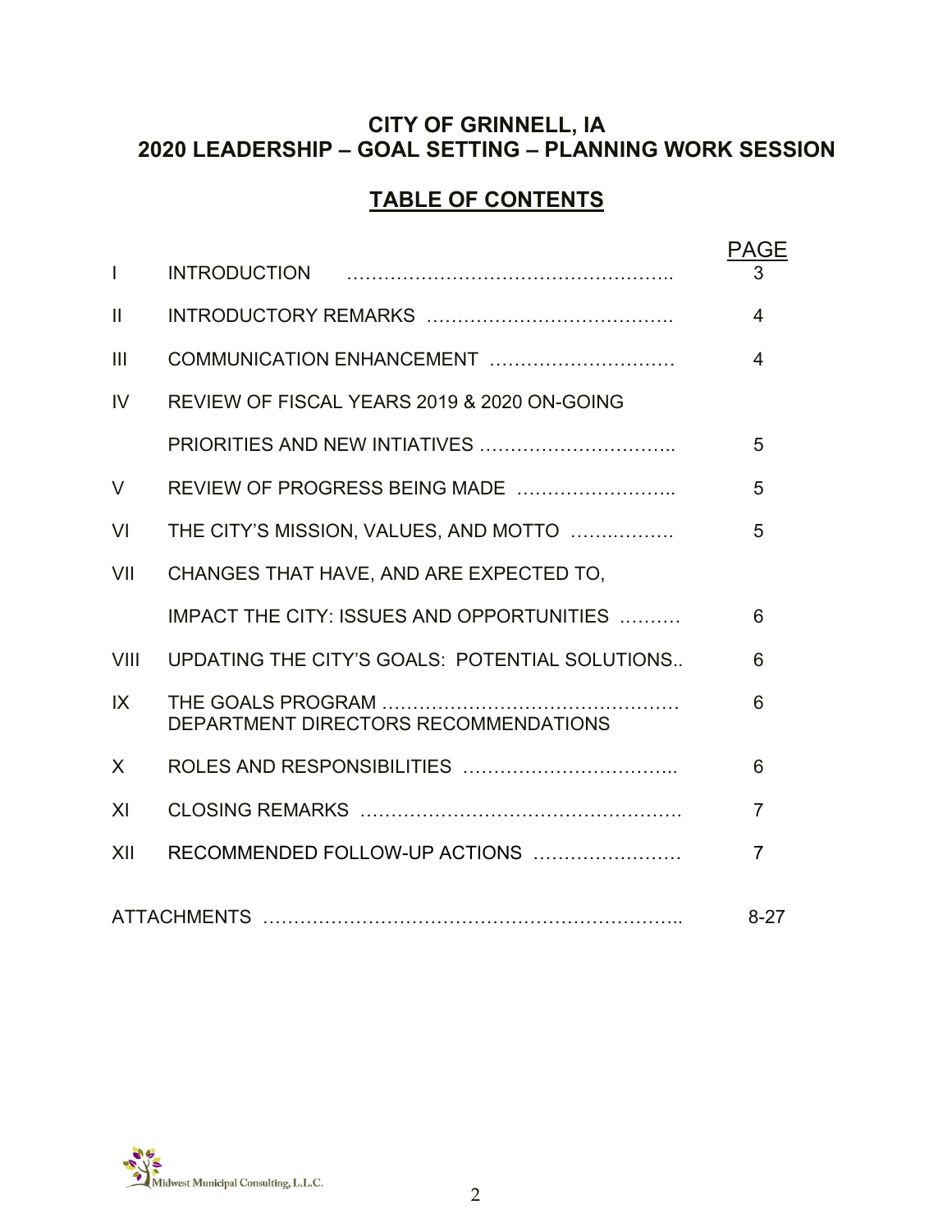## CITY OF GRINNELL, IA
## 2020 LEADERSHIP – GOAL SETTING – PLANNING WORK SESSION

## TABLE OF CONTENTS

| | | PAGE |
|---|---|---|
| I | INTRODUCTION …………………………………………….. | 3 |
| II | INTRODUCTORY REMARKS …………………………………. | 4 |
| III | COMMUNICATION ENHANCEMENT ………………………… | 4 |
| IV | REVIEW OF FISCAL YEARS 2019 & 2020 ON-GOING PRIORITIES AND NEW INTIATIVES ………………………….. | 5 |
| V | REVIEW OF PROGRESS BEING MADE …………………….. | 5 |
| VI | THE CITY'S MISSION, VALUES, AND MOTTO ……..………. | 5 |
| VII | CHANGES THAT HAVE, AND ARE EXPECTED TO, IMPACT THE CITY: ISSUES AND OPPORTUNITIES ………. | 6 |
| VIII | UPDATING THE CITY'S GOALS: POTENTIAL SOLUTIONS.. | 6 |
| IX | THE GOALS PROGRAM ………………………………………… DEPARTMENT DIRECTORS RECOMMENDATIONS | 6 |
| X | ROLES AND RESPONSIBILITIES …………………………….. | 6 |
| XI | CLOSING REMARKS ……………………………………………. | 7 |
| XII | RECOMMENDED FOLLOW-UP ACTIONS …………………… | 7 |
| | ATTACHMENTS ………………………………………………………….. | 8-27 |

Midwest Municipal Consulting, L.L.C.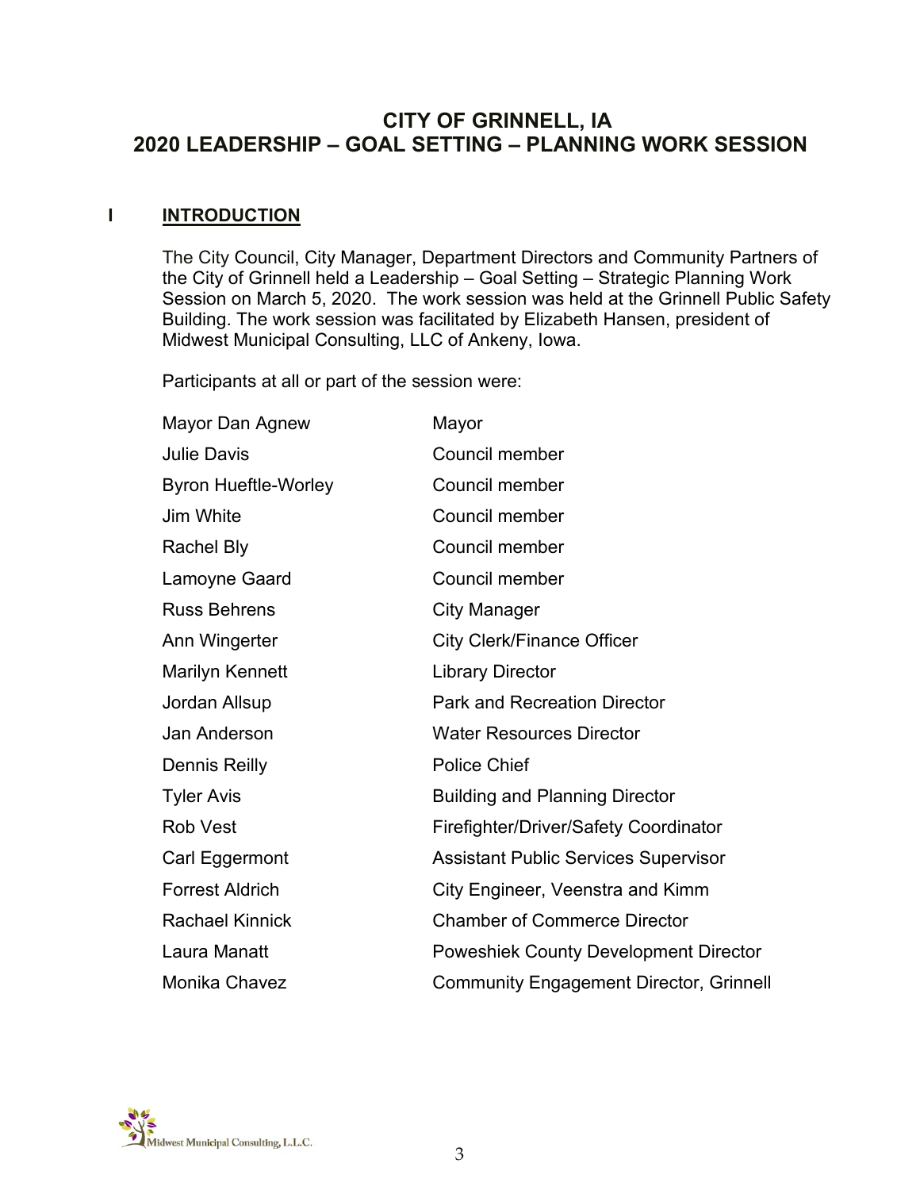# CITY OF GRINNELL, IA
# 2020 LEADERSHIP – GOAL SETTING – PLANNING WORK SESSION

## I INTRODUCTION

The City Council, City Manager, Department Directors and Community Partners of the City of Grinnell held a Leadership – Goal Setting – Strategic Planning Work Session on March 5, 2020. The work session was held at the Grinnell Public Safety Building. The work session was facilitated by Elizabeth Hansen, president of Midwest Municipal Consulting, LLC of Ankeny, Iowa.

Participants at all or part of the session were:

| | |
|---|---|
| Mayor Dan Agnew | Mayor |
| Julie Davis | Council member |
| Byron Hueftle-Worley | Council member |
| Jim White | Council member |
| Rachel Bly | Council member |
| Lamoyne Gaard | Council member |
| Russ Behrens | City Manager |
| Ann Wingerter | City Clerk/Finance Officer |
| Marilyn Kennett | Library Director |
| Jordan Allsup | Park and Recreation Director |
| Jan Anderson | Water Resources Director |
| Dennis Reilly | Police Chief |
| Tyler Avis | Building and Planning Director |
| Rob Vest | Firefighter/Driver/Safety Coordinator |
| Carl Eggermont | Assistant Public Services Supervisor |
| Forrest Aldrich | City Engineer, Veenstra and Kimm |
| Rachael Kinnick | Chamber of Commerce Director |
| Laura Manatt | Poweshiek County Development Director |
| Monika Chavez | Community Engagement Director, Grinnell |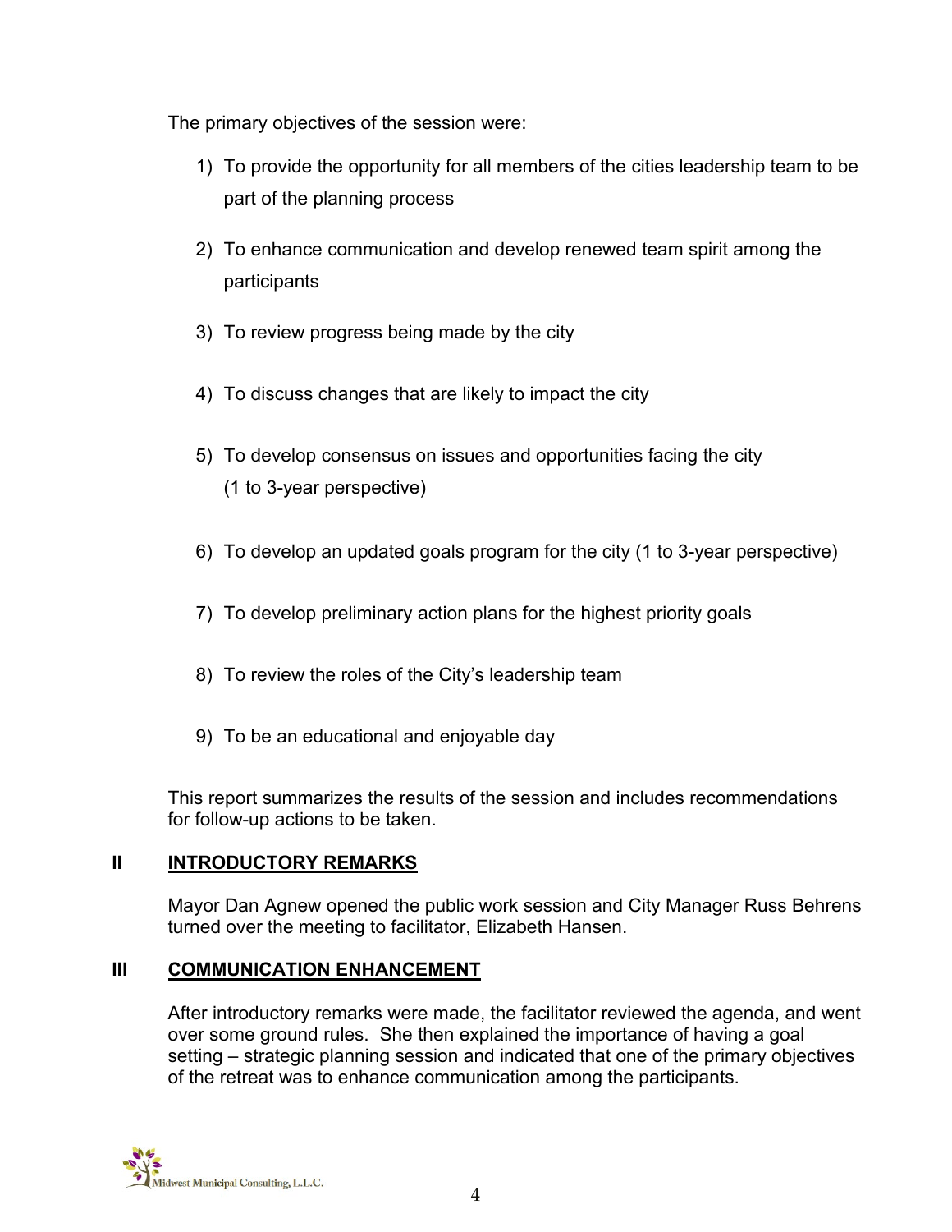The primary objectives of the session were:

1) To provide the opportunity for all members of the cities leadership team to be part of the planning process

2) To enhance communication and develop renewed team spirit among the participants

3) To review progress being made by the city

4) To discuss changes that are likely to impact the city

5) To develop consensus on issues and opportunities facing the city (1 to 3-year perspective)

6) To develop an updated goals program for the city (1 to 3-year perspective)

7) To develop preliminary action plans for the highest priority goals

8) To review the roles of the City's leadership team

9) To be an educational and enjoyable day

This report summarizes the results of the session and includes recommendations for follow-up actions to be taken.

## II **INTRODUCTORY REMARKS**

Mayor Dan Agnew opened the public work session and City Manager Russ Behrens turned over the meeting to facilitator, Elizabeth Hansen.

## III **COMMUNICATION ENHANCEMENT**

After introductory remarks were made, the facilitator reviewed the agenda, and went over some ground rules. She then explained the importance of having a goal setting – strategic planning session and indicated that one of the primary objectives of the retreat was to enhance communication among the participants.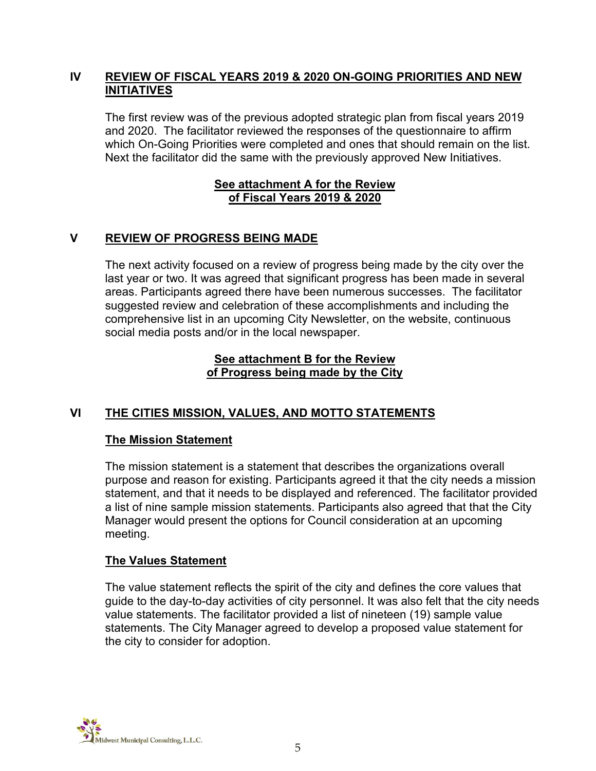## IV REVIEW OF FISCAL YEARS 2019 & 2020 ON-GOING PRIORITIES AND NEW INITIATIVES

The first review was of the previous adopted strategic plan from fiscal years 2019 and 2020. The facilitator reviewed the responses of the questionnaire to affirm which On-Going Priorities were completed and ones that should remain on the list. Next the facilitator did the same with the previously approved New Initiatives.

**See attachment A for the Review of Fiscal Years 2019 & 2020**

## V REVIEW OF PROGRESS BEING MADE

The next activity focused on a review of progress being made by the city over the last year or two. It was agreed that significant progress has been made in several areas. Participants agreed there have been numerous successes. The facilitator suggested review and celebration of these accomplishments and including the comprehensive list in an upcoming City Newsletter, on the website, continuous social media posts and/or in the local newspaper.

**See attachment B for the Review of Progress being made by the City**

## VI THE CITIES MISSION, VALUES, AND MOTTO STATEMENTS

### The Mission Statement

The mission statement is a statement that describes the organizations overall purpose and reason for existing. Participants agreed it that the city needs a mission statement, and that it needs to be displayed and referenced. The facilitator provided a list of nine sample mission statements. Participants also agreed that that the City Manager would present the options for Council consideration at an upcoming meeting.

### The Values Statement

The value statement reflects the spirit of the city and defines the core values that guide to the day-to-day activities of city personnel. It was also felt that the city needs value statements. The facilitator provided a list of nineteen (19) sample value statements. The City Manager agreed to develop a proposed value statement for the city to consider for adoption.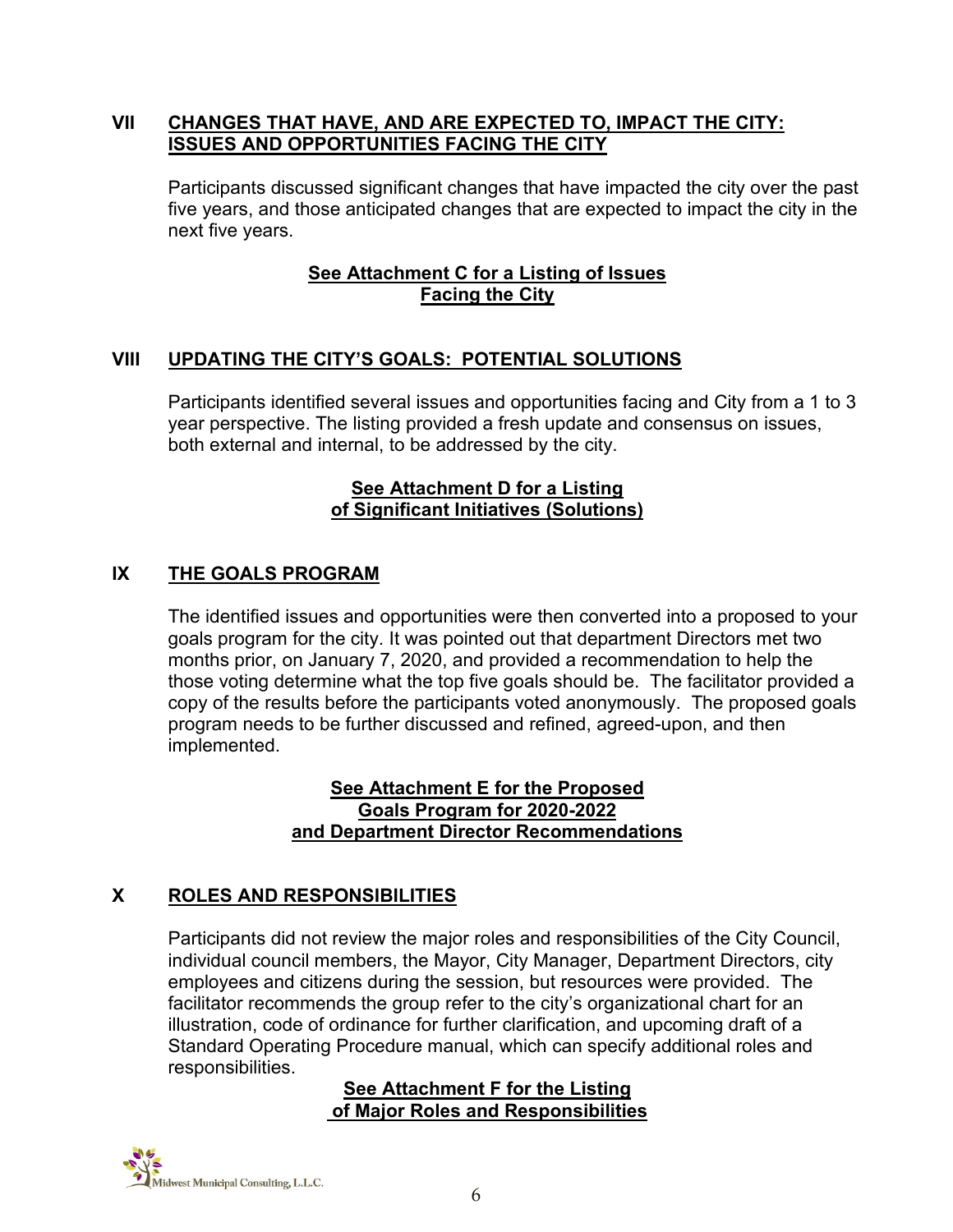## VII CHANGES THAT HAVE, AND ARE EXPECTED TO, IMPACT THE CITY: ISSUES AND OPPORTUNITIES FACING THE CITY

Participants discussed significant changes that have impacted the city over the past five years, and those anticipated changes that are expected to impact the city in the next five years.

**See Attachment C for a Listing of Issues Facing the City**

## VIII UPDATING THE CITY'S GOALS: POTENTIAL SOLUTIONS

Participants identified several issues and opportunities facing and City from a 1 to 3 year perspective. The listing provided a fresh update and consensus on issues, both external and internal, to be addressed by the city.

**See Attachment D for a Listing of Significant Initiatives (Solutions)**

## IX THE GOALS PROGRAM

The identified issues and opportunities were then converted into a proposed to your goals program for the city. It was pointed out that department Directors met two months prior, on January 7, 2020, and provided a recommendation to help the those voting determine what the top five goals should be. The facilitator provided a copy of the results before the participants voted anonymously. The proposed goals program needs to be further discussed and refined, agreed-upon, and then implemented.

**See Attachment E for the Proposed Goals Program for 2020-2022 and Department Director Recommendations**

## X ROLES AND RESPONSIBILITIES

Participants did not review the major roles and responsibilities of the City Council, individual council members, the Mayor, City Manager, Department Directors, city employees and citizens during the session, but resources were provided. The facilitator recommends the group refer to the city's organizational chart for an illustration, code of ordinance for further clarification, and upcoming draft of a Standard Operating Procedure manual, which can specify additional roles and responsibilities.

**See Attachment F for the Listing of Major Roles and Responsibilities**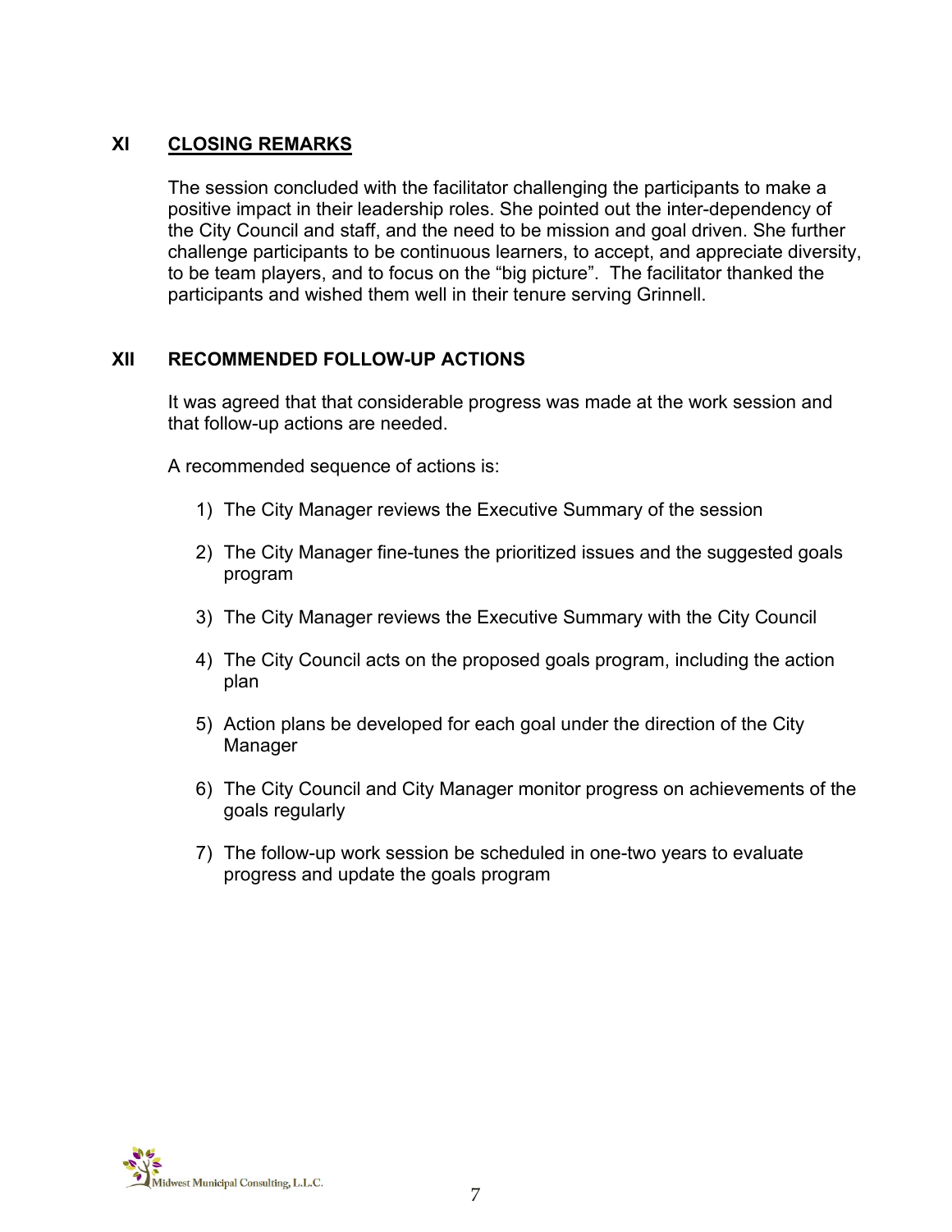## XI CLOSING REMARKS

The session concluded with the facilitator challenging the participants to make a positive impact in their leadership roles. She pointed out the inter-dependency of the City Council and staff, and the need to be mission and goal driven. She further challenge participants to be continuous learners, to accept, and appreciate diversity, to be team players, and to focus on the "big picture". The facilitator thanked the participants and wished them well in their tenure serving Grinnell.

## XII RECOMMENDED FOLLOW-UP ACTIONS

It was agreed that that considerable progress was made at the work session and that follow-up actions are needed.

A recommended sequence of actions is:

1) The City Manager reviews the Executive Summary of the session
2) The City Manager fine-tunes the prioritized issues and the suggested goals program
3) The City Manager reviews the Executive Summary with the City Council
4) The City Council acts on the proposed goals program, including the action plan
5) Action plans be developed for each goal under the direction of the City Manager
6) The City Council and City Manager monitor progress on achievements of the goals regularly
7) The follow-up work session be scheduled in one-two years to evaluate progress and update the goals program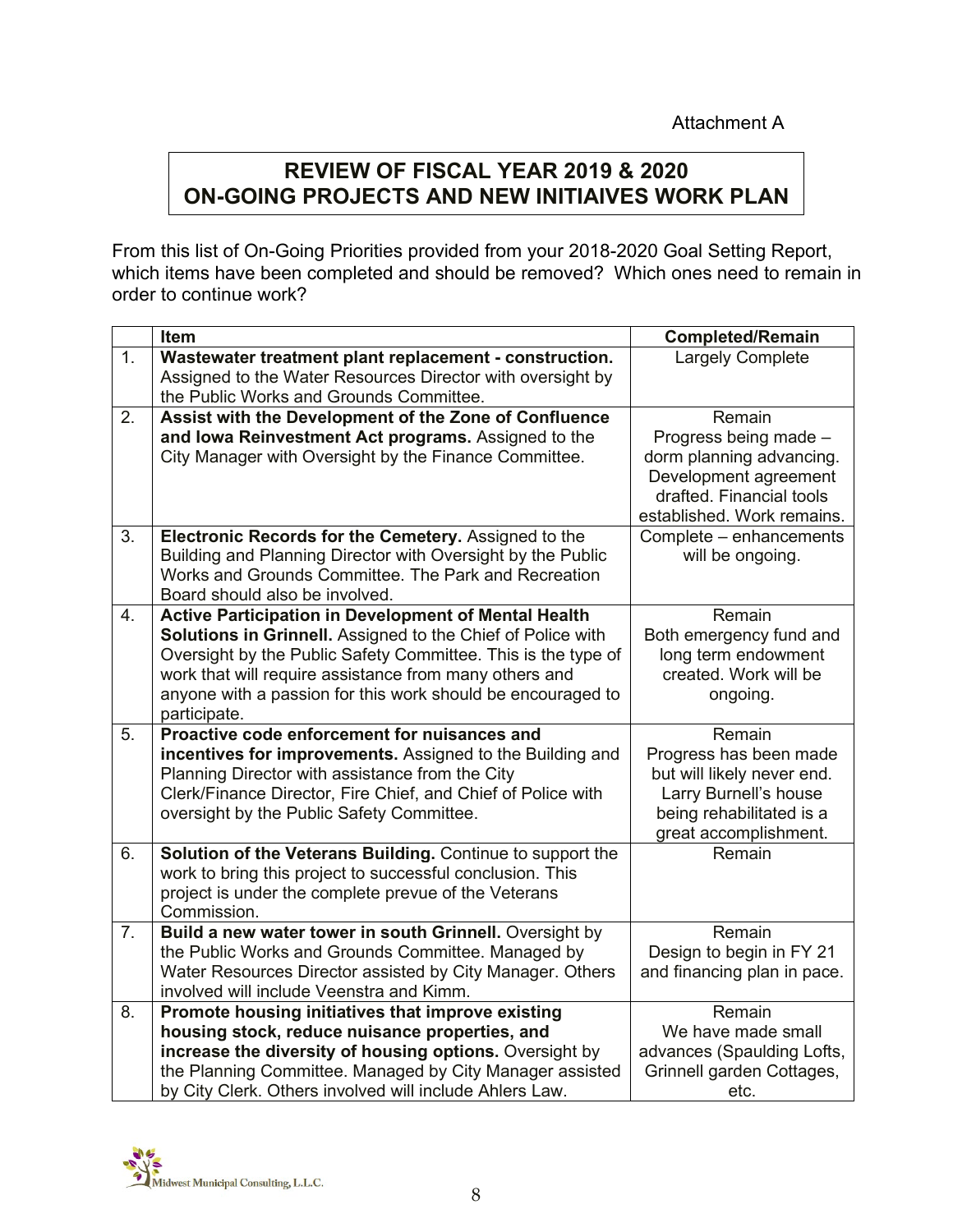Attachment A

# REVIEW OF FISCAL YEAR 2019 & 2020 ON-GOING PROJECTS AND NEW INITIAIVES WORK PLAN

From this list of On-Going Priorities provided from your 2018-2020 Goal Setting Report, which items have been completed and should be removed? Which ones need to remain in order to continue work?

| | Item | Completed/Remain |
|---|---|---|
| 1. | **Wastewater treatment plant replacement - construction.** Assigned to the Water Resources Director with oversight by the Public Works and Grounds Committee. | Largely Complete |
| 2. | **Assist with the Development of the Zone of Confluence and Iowa Reinvestment Act programs.** Assigned to the City Manager with Oversight by the Finance Committee. | Remain<br>Progress being made – dorm planning advancing. Development agreement drafted. Financial tools established. Work remains. |
| 3. | **Electronic Records for the Cemetery.** Assigned to the Building and Planning Director with Oversight by the Public Works and Grounds Committee. The Park and Recreation Board should also be involved. | Complete – enhancements will be ongoing. |
| 4. | **Active Participation in Development of Mental Health Solutions in Grinnell.** Assigned to the Chief of Police with Oversight by the Public Safety Committee. This is the type of work that will require assistance from many others and anyone with a passion for this work should be encouraged to participate. | Remain<br>Both emergency fund and long term endowment created. Work will be ongoing. |
| 5. | **Proactive code enforcement for nuisances and incentives for improvements.** Assigned to the Building and Planning Director with assistance from the City Clerk/Finance Director, Fire Chief, and Chief of Police with oversight by the Public Safety Committee. | Remain<br>Progress has been made but will likely never end. Larry Burnell's house being rehabilitated is a great accomplishment. |
| 6. | **Solution of the Veterans Building.** Continue to support the work to bring this project to successful conclusion. This project is under the complete prevue of the Veterans Commission. | Remain |
| 7. | **Build a new water tower in south Grinnell.** Oversight by the Public Works and Grounds Committee. Managed by Water Resources Director assisted by City Manager. Others involved will include Veenstra and Kimm. | Remain<br>Design to begin in FY 21 and financing plan in pace. |
| 8. | **Promote housing initiatives that improve existing housing stock, reduce nuisance properties, and increase the diversity of housing options.** Oversight by the Planning Committee. Managed by City Manager assisted by City Clerk. Others involved will include Ahlers Law. | Remain<br>We have made small advances (Spaulding Lofts, Grinnell garden Cottages, etc. |

Midwest Municipal Consulting, L.L.C.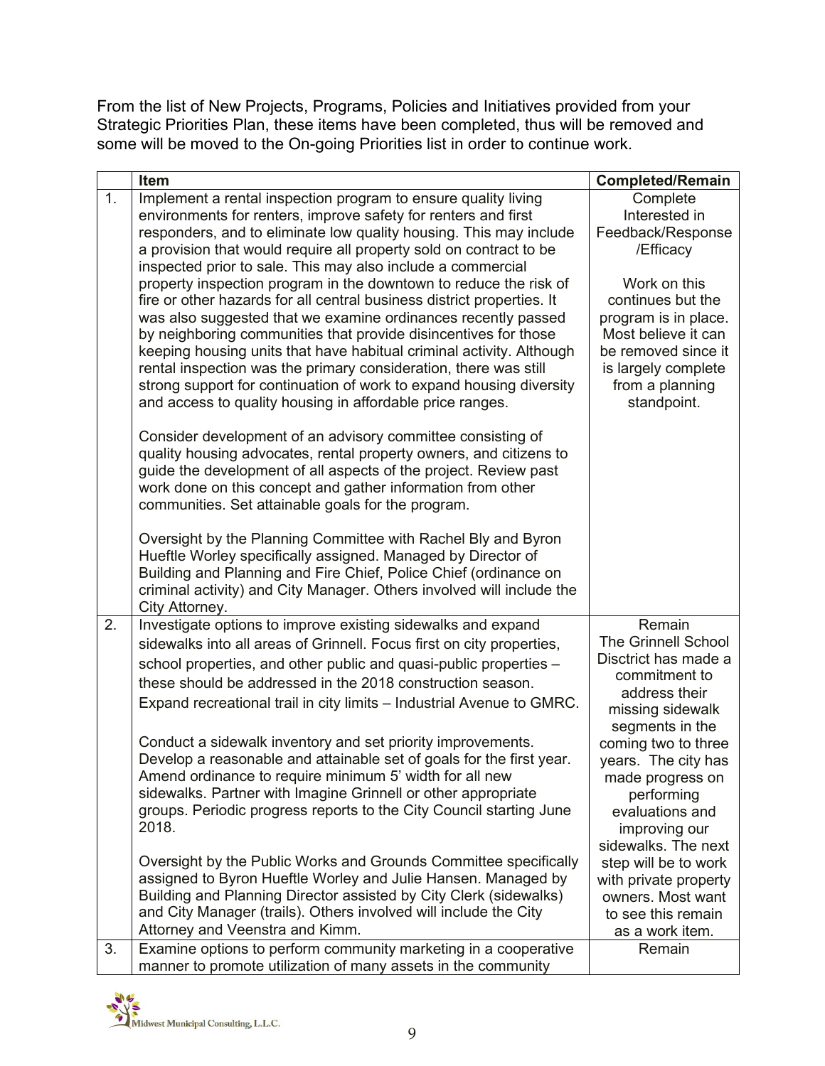From the list of New Projects, Programs, Policies and Initiatives provided from your Strategic Priorities Plan, these items have been completed, thus will be removed and some will be moved to the On-going Priorities list in order to continue work.

| | Item | Completed/Remain |
|---|---|---|
| 1. | Implement a rental inspection program to ensure quality living environments for renters, improve safety for renters and first responders, and to eliminate low quality housing. This may include a provision that would require all property sold on contract to be inspected prior to sale. This may also include a commercial property inspection program in the downtown to reduce the risk of fire or other hazards for all central business district properties. It was also suggested that we examine ordinances recently passed by neighboring communities that provide disincentives for those keeping housing units that have habitual criminal activity. Although rental inspection was the primary consideration, there was still strong support for continuation of work to expand housing diversity and access to quality housing in affordable price ranges.<br><br>Consider development of an advisory committee consisting of quality housing advocates, rental property owners, and citizens to guide the development of all aspects of the project. Review past work done on this concept and gather information from other communities. Set attainable goals for the program.<br><br>Oversight by the Planning Committee with Rachel Bly and Byron Hueftle Worley specifically assigned. Managed by Director of Building and Planning and Fire Chief, Police Chief (ordinance on criminal activity) and City Manager. Others involved will include the City Attorney. | Complete Interested in Feedback/Response /Efficacy<br><br>Work on this continues but the program is in place. Most believe it can be removed since it is largely complete from a planning standpoint. |
| 2. | Investigate options to improve existing sidewalks and expand sidewalks into all areas of Grinnell. Focus first on city properties, school properties, and other public and quasi-public properties – these should be addressed in the 2018 construction season. Expand recreational trail in city limits – Industrial Avenue to GMRC.<br><br>Conduct a sidewalk inventory and set priority improvements. Develop a reasonable and attainable set of goals for the first year. Amend ordinance to require minimum 5' width for all new sidewalks. Partner with Imagine Grinnell or other appropriate groups. Periodic progress reports to the City Council starting June 2018.<br><br>Oversight by the Public Works and Grounds Committee specifically assigned to Byron Hueftle Worley and Julie Hansen. Managed by Building and Planning Director assisted by City Clerk (sidewalks) and City Manager (trails). Others involved will include the City Attorney and Veenstra and Kimm. | Remain<br>The Grinnell School Disctrict has made a commitment to address their missing sidewalk segments in the coming two to three years. The city has made progress on performing evaluations and improving our sidewalks. The next step will be to work with private property owners. Most want to see this remain as a work item. |
| 3. | Examine options to perform community marketing in a cooperative manner to promote utilization of many assets in the community | Remain |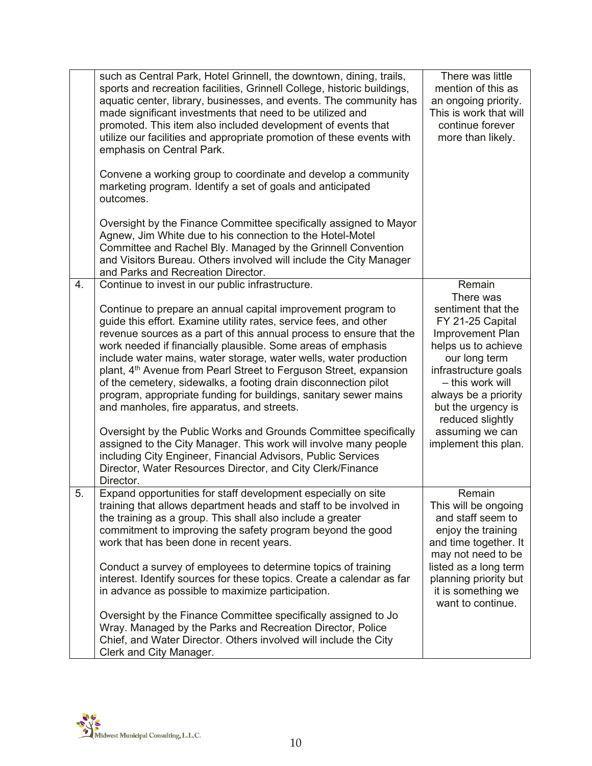| | | |
|---|---|---|
| | such as Central Park, Hotel Grinnell, the downtown, dining, trails, sports and recreation facilities, Grinnell College, historic buildings, aquatic center, library, businesses, and events. The community has made significant investments that need to be utilized and promoted. This item also included development of events that utilize our facilities and appropriate promotion of these events with emphasis on Central Park.<br><br>Convene a working group to coordinate and develop a community marketing program. Identify a set of goals and anticipated outcomes.<br><br>Oversight by the Finance Committee specifically assigned to Mayor Agnew, Jim White due to his connection to the Hotel-Motel Committee and Rachel Bly. Managed by the Grinnell Convention and Visitors Bureau. Others involved will include the City Manager and Parks and Recreation Director. | There was little mention of this as an ongoing priority. This is work that will continue forever more than likely. |
| 4. | Continue to invest in our public infrastructure.<br><br>Continue to prepare an annual capital improvement program to guide this effort. Examine utility rates, service fees, and other revenue sources as a part of this annual process to ensure that the work needed if financially plausible. Some areas of emphasis include water mains, water storage, water wells, water production plant, 4th Avenue from Pearl Street to Ferguson Street, expansion of the cemetery, sidewalks, a footing drain disconnection pilot program, appropriate funding for buildings, sanitary sewer mains and manholes, fire apparatus, and streets.<br><br>Oversight by the Public Works and Grounds Committee specifically assigned to the City Manager. This work will involve many people including City Engineer, Financial Advisors, Public Services Director, Water Resources Director, and City Clerk/Finance Director. | Remain<br>There was sentiment that the FY 21-25 Capital Improvement Plan helps us to achieve our long term infrastructure goals – this work will always be a priority but the urgency is reduced slightly assuming we can implement this plan. |
| 5. | Expand opportunities for staff development especially on site training that allows department heads and staff to be involved in the training as a group. This shall also include a greater commitment to improving the safety program beyond the good work that has been done in recent years.<br><br>Conduct a survey of employees to determine topics of training interest. Identify sources for these topics. Create a calendar as far in advance as possible to maximize participation.<br><br>Oversight by the Finance Committee specifically assigned to Jo Wray. Managed by the Parks and Recreation Director, Police Chief, and Water Director. Others involved will include the City Clerk and City Manager. | Remain<br>This will be ongoing and staff seem to enjoy the training and time together. It may not need to be listed as a long term planning priority but it is something we want to continue. |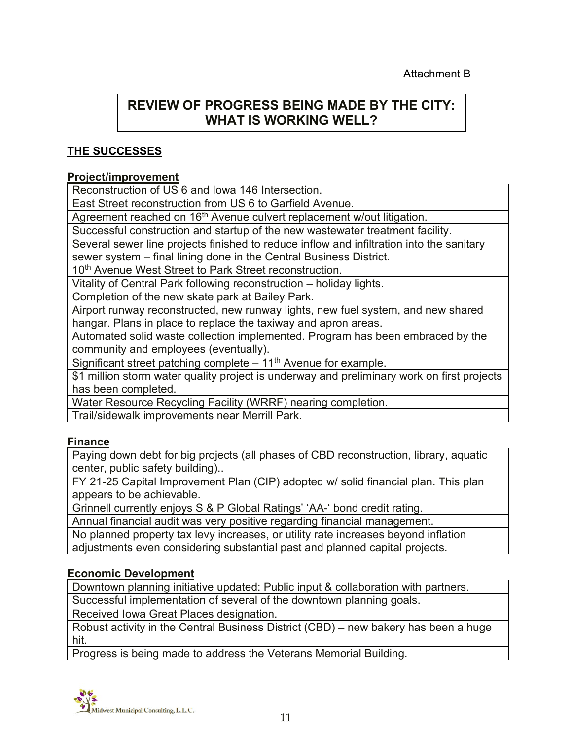Attachment B

# REVIEW OF PROGRESS BEING MADE BY THE CITY: WHAT IS WORKING WELL?

## THE SUCCESSES

### Project/improvement

| |
|---|
| Reconstruction of US 6 and Iowa 146 Intersection. |
| East Street reconstruction from US 6 to Garfield Avenue. |
| Agreement reached on 16th Avenue culvert replacement w/out litigation. |
| Successful construction and startup of the new wastewater treatment facility. |
| Several sewer line projects finished to reduce inflow and infiltration into the sanitary sewer system – final lining done in the Central Business District. |
| 10th Avenue West Street to Park Street reconstruction. |
| Vitality of Central Park following reconstruction – holiday lights. |
| Completion of the new skate park at Bailey Park. |
| Airport runway reconstructed, new runway lights, new fuel system, and new shared hangar. Plans in place to replace the taxiway and apron areas. |
| Automated solid waste collection implemented. Program has been embraced by the community and employees (eventually). |
| Significant street patching complete – 11th Avenue for example. |
| $1 million storm water quality project is underway and preliminary work on first projects has been completed. |
| Water Resource Recycling Facility (WRRF) nearing completion. |
| Trail/sidewalk improvements near Merrill Park. |

### Finance

| |
|---|
| Paying down debt for big projects (all phases of CBD reconstruction, library, aquatic center, public safety building).. |
| FY 21-25 Capital Improvement Plan (CIP) adopted w/ solid financial plan. This plan appears to be achievable. |
| Grinnell currently enjoys S & P Global Ratings' 'AA-' bond credit rating. |
| Annual financial audit was very positive regarding financial management. |
| No planned property tax levy increases, or utility rate increases beyond inflation adjustments even considering substantial past and planned capital projects. |

### Economic Development

| |
|---|
| Downtown planning initiative updated: Public input & collaboration with partners. |
| Successful implementation of several of the downtown planning goals. |
| Received Iowa Great Places designation. |
| Robust activity in the Central Business District (CBD) – new bakery has been a huge hit. |
| Progress is being made to address the Veterans Memorial Building. |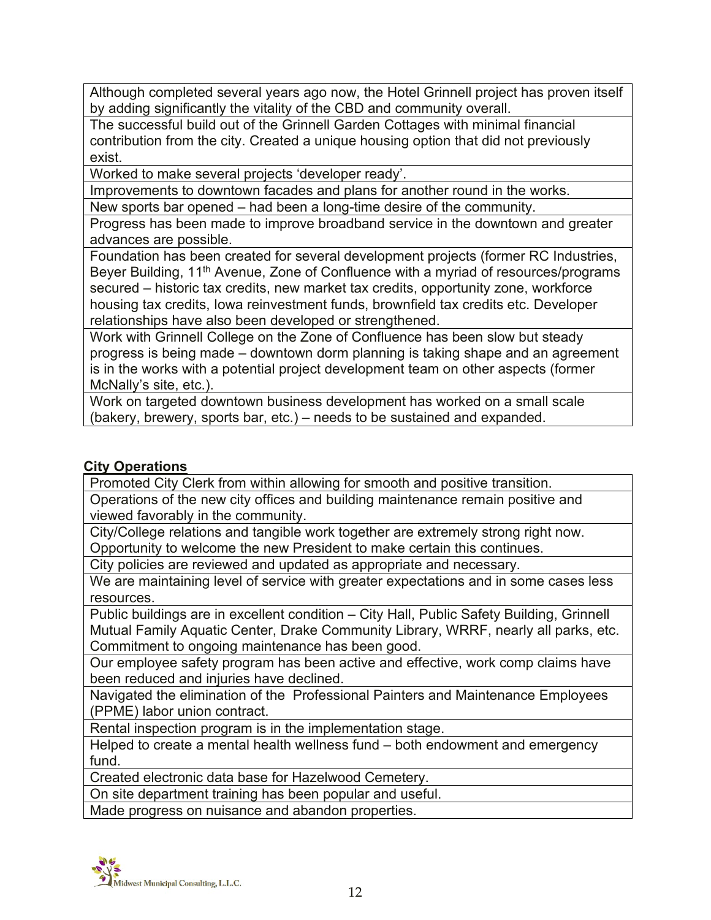| |
|---|
| Although completed several years ago now, the Hotel Grinnell project has proven itself by adding significantly the vitality of the CBD and community overall. |
| The successful build out of the Grinnell Garden Cottages with minimal financial contribution from the city. Created a unique housing option that did not previously exist. |
| Worked to make several projects 'developer ready'. |
| Improvements to downtown facades and plans for another round in the works. |
| New sports bar opened – had been a long-time desire of the community. |
| Progress has been made to improve broadband service in the downtown and greater advances are possible. |
| Foundation has been created for several development projects (former RC Industries, Beyer Building, 11th Avenue, Zone of Confluence with a myriad of resources/programs secured – historic tax credits, new market tax credits, opportunity zone, workforce housing tax credits, Iowa reinvestment funds, brownfield tax credits etc. Developer relationships have also been developed or strengthened. |
| Work with Grinnell College on the Zone of Confluence has been slow but steady progress is being made – downtown dorm planning is taking shape and an agreement is in the works with a potential project development team on other aspects (former McNally's site, etc.). |
| Work on targeted downtown business development has worked on a small scale (bakery, brewery, sports bar, etc.) – needs to be sustained and expanded. |

**City Operations**

| |
|---|
| Promoted City Clerk from within allowing for smooth and positive transition. |
| Operations of the new city offices and building maintenance remain positive and viewed favorably in the community. |
| City/College relations and tangible work together are extremely strong right now. Opportunity to welcome the new President to make certain this continues. |
| City policies are reviewed and updated as appropriate and necessary. |
| We are maintaining level of service with greater expectations and in some cases less resources. |
| Public buildings are in excellent condition – City Hall, Public Safety Building, Grinnell Mutual Family Aquatic Center, Drake Community Library, WRRF, nearly all parks, etc. Commitment to ongoing maintenance has been good. |
| Our employee safety program has been active and effective, work comp claims have been reduced and injuries have declined. |
| Navigated the elimination of the Professional Painters and Maintenance Employees (PPME) labor union contract. |
| Rental inspection program is in the implementation stage. |
| Helped to create a mental health wellness fund – both endowment and emergency fund. |
| Created electronic data base for Hazelwood Cemetery. |
| On site department training has been popular and useful. |
| Made progress on nuisance and abandon properties. |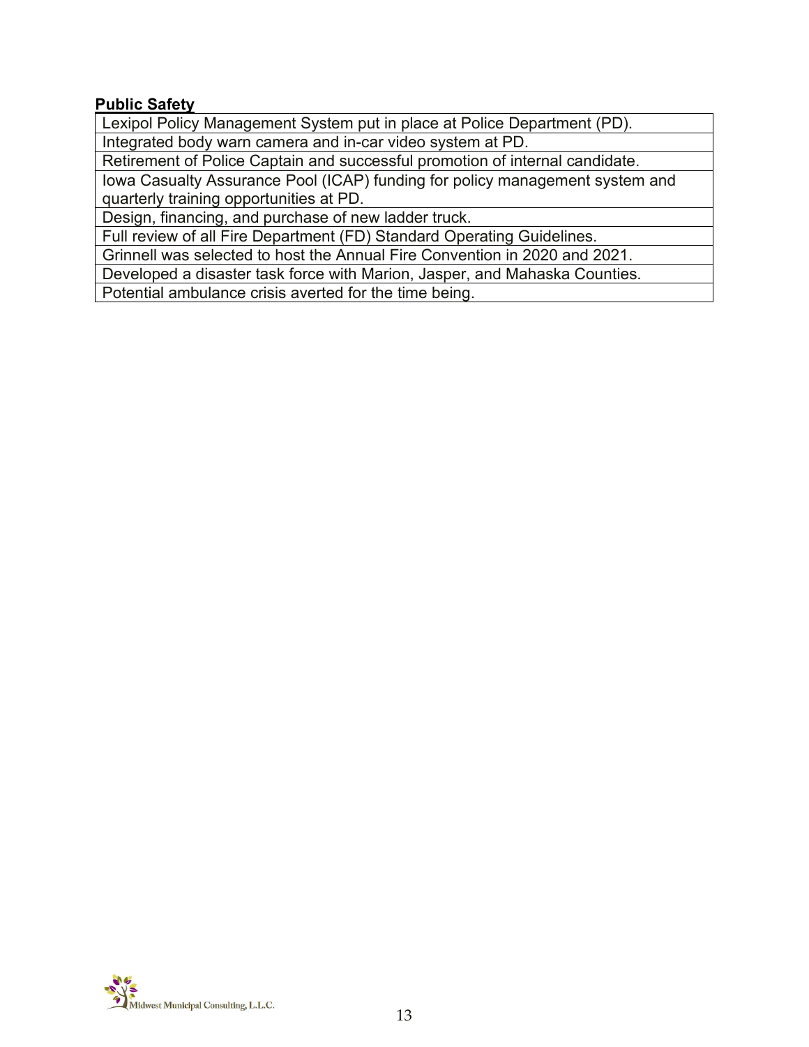**Public Safety**

| |
|---|
| Lexipol Policy Management System put in place at Police Department (PD). |
| Integrated body warn camera and in-car video system at PD. |
| Retirement of Police Captain and successful promotion of internal candidate. |
| Iowa Casualty Assurance Pool (ICAP) funding for policy management system and quarterly training opportunities at PD. |
| Design, financing, and purchase of new ladder truck. |
| Full review of all Fire Department (FD) Standard Operating Guidelines. |
| Grinnell was selected to host the Annual Fire Convention in 2020 and 2021. |
| Developed a disaster task force with Marion, Jasper, and Mahaska Counties. |
| Potential ambulance crisis averted for the time being. |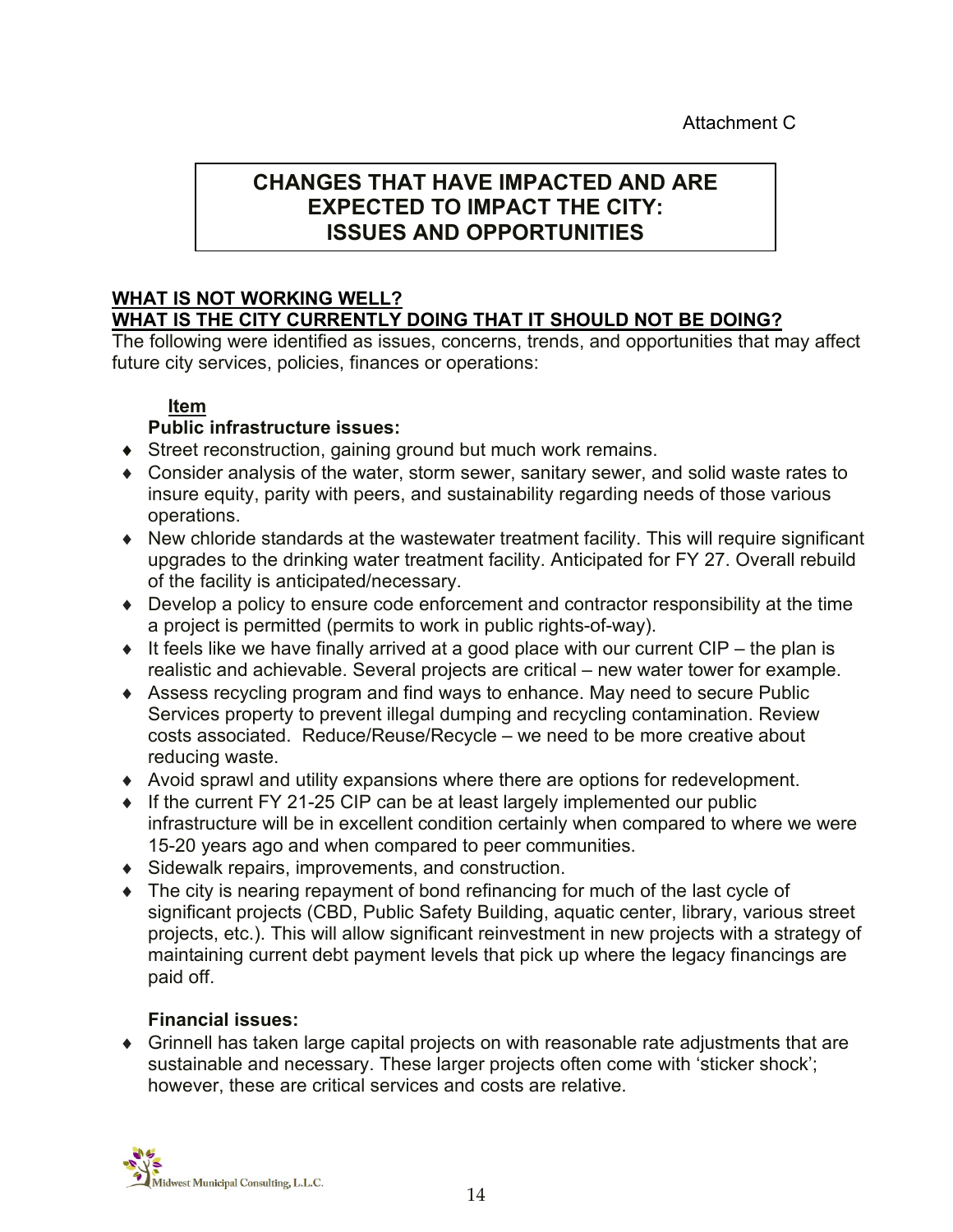Attachment C

# CHANGES THAT HAVE IMPACTED AND ARE EXPECTED TO IMPACT THE CITY: ISSUES AND OPPORTUNITIES

**WHAT IS NOT WORKING WELL?**
**WHAT IS THE CITY CURRENTLY DOING THAT IT SHOULD NOT BE DOING?**

The following were identified as issues, concerns, trends, and opportunities that may affect future city services, policies, finances or operations:

**Item**

**Public infrastructure issues:**

- Street reconstruction, gaining ground but much work remains.
- Consider analysis of the water, storm sewer, sanitary sewer, and solid waste rates to insure equity, parity with peers, and sustainability regarding needs of those various operations.
- New chloride standards at the wastewater treatment facility. This will require significant upgrades to the drinking water treatment facility. Anticipated for FY 27. Overall rebuild of the facility is anticipated/necessary.
- Develop a policy to ensure code enforcement and contractor responsibility at the time a project is permitted (permits to work in public rights-of-way).
- It feels like we have finally arrived at a good place with our current CIP – the plan is realistic and achievable. Several projects are critical – new water tower for example.
- Assess recycling program and find ways to enhance. May need to secure Public Services property to prevent illegal dumping and recycling contamination. Review costs associated. Reduce/Reuse/Recycle – we need to be more creative about reducing waste.
- Avoid sprawl and utility expansions where there are options for redevelopment.
- If the current FY 21-25 CIP can be at least largely implemented our public infrastructure will be in excellent condition certainly when compared to where we were 15-20 years ago and when compared to peer communities.
- Sidewalk repairs, improvements, and construction.
- The city is nearing repayment of bond refinancing for much of the last cycle of significant projects (CBD, Public Safety Building, aquatic center, library, various street projects, etc.). This will allow significant reinvestment in new projects with a strategy of maintaining current debt payment levels that pick up where the legacy financings are paid off.

**Financial issues:**

- Grinnell has taken large capital projects on with reasonable rate adjustments that are sustainable and necessary. These larger projects often come with 'sticker shock'; however, these are critical services and costs are relative.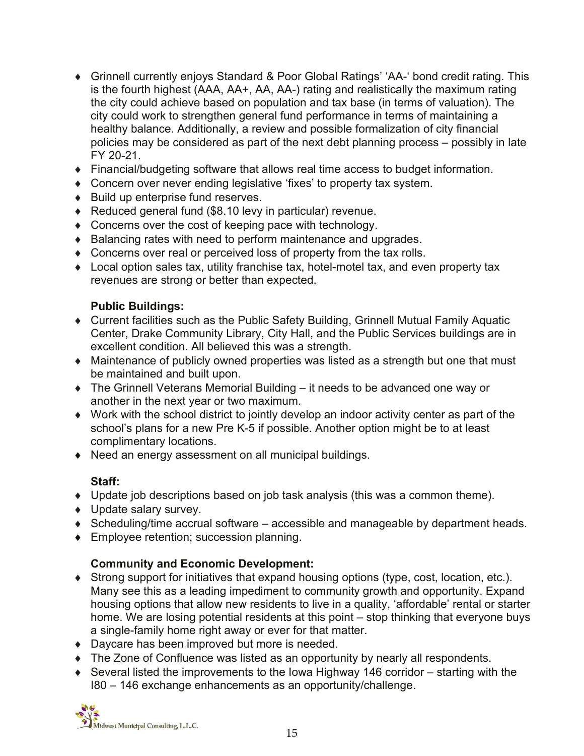- Grinnell currently enjoys Standard & Poor Global Ratings' 'AA-' bond credit rating. This is the fourth highest (AAA, AA+, AA, AA-) rating and realistically the maximum rating the city could achieve based on population and tax base (in terms of valuation). The city could work to strengthen general fund performance in terms of maintaining a healthy balance. Additionally, a review and possible formalization of city financial policies may be considered as part of the next debt planning process – possibly in late FY 20-21.
- Financial/budgeting software that allows real time access to budget information.
- Concern over never ending legislative 'fixes' to property tax system.
- Build up enterprise fund reserves.
- Reduced general fund ($8.10 levy in particular) revenue.
- Concerns over the cost of keeping pace with technology.
- Balancing rates with need to perform maintenance and upgrades.
- Concerns over real or perceived loss of property from the tax rolls.
- Local option sales tax, utility franchise tax, hotel-motel tax, and even property tax revenues are strong or better than expected.

**Public Buildings:**

- Current facilities such as the Public Safety Building, Grinnell Mutual Family Aquatic Center, Drake Community Library, City Hall, and the Public Services buildings are in excellent condition. All believed this was a strength.
- Maintenance of publicly owned properties was listed as a strength but one that must be maintained and built upon.
- The Grinnell Veterans Memorial Building – it needs to be advanced one way or another in the next year or two maximum.
- Work with the school district to jointly develop an indoor activity center as part of the school's plans for a new Pre K-5 if possible. Another option might be to at least complimentary locations.
- Need an energy assessment on all municipal buildings.

**Staff:**

- Update job descriptions based on job task analysis (this was a common theme).
- Update salary survey.
- Scheduling/time accrual software – accessible and manageable by department heads.
- Employee retention; succession planning.

**Community and Economic Development:**

- Strong support for initiatives that expand housing options (type, cost, location, etc.). Many see this as a leading impediment to community growth and opportunity. Expand housing options that allow new residents to live in a quality, 'affordable' rental or starter home. We are losing potential residents at this point – stop thinking that everyone buys a single-family home right away or ever for that matter.
- Daycare has been improved but more is needed.
- The Zone of Confluence was listed as an opportunity by nearly all respondents.
- Several listed the improvements to the Iowa Highway 146 corridor – starting with the I80 – 146 exchange enhancements as an opportunity/challenge.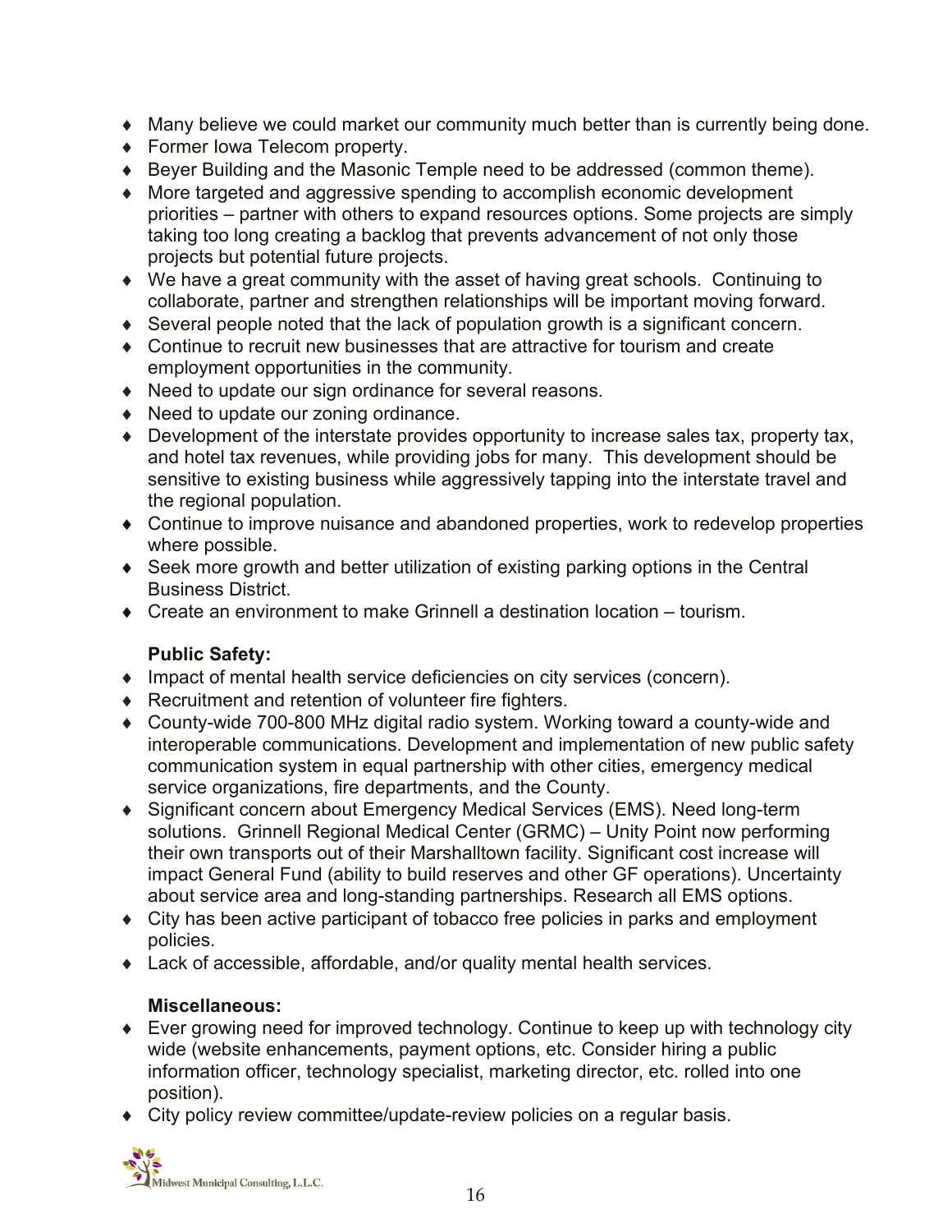- Many believe we could market our community much better than is currently being done.
- Former Iowa Telecom property.
- Beyer Building and the Masonic Temple need to be addressed (common theme).
- More targeted and aggressive spending to accomplish economic development priorities – partner with others to expand resources options. Some projects are simply taking too long creating a backlog that prevents advancement of not only those projects but potential future projects.
- We have a great community with the asset of having great schools. Continuing to collaborate, partner and strengthen relationships will be important moving forward.
- Several people noted that the lack of population growth is a significant concern.
- Continue to recruit new businesses that are attractive for tourism and create employment opportunities in the community.
- Need to update our sign ordinance for several reasons.
- Need to update our zoning ordinance.
- Development of the interstate provides opportunity to increase sales tax, property tax, and hotel tax revenues, while providing jobs for many. This development should be sensitive to existing business while aggressively tapping into the interstate travel and the regional population.
- Continue to improve nuisance and abandoned properties, work to redevelop properties where possible.
- Seek more growth and better utilization of existing parking options in the Central Business District.
- Create an environment to make Grinnell a destination location – tourism.

**Public Safety:**

- Impact of mental health service deficiencies on city services (concern).
- Recruitment and retention of volunteer fire fighters.
- County-wide 700-800 MHz digital radio system. Working toward a county-wide and interoperable communications. Development and implementation of new public safety communication system in equal partnership with other cities, emergency medical service organizations, fire departments, and the County.
- Significant concern about Emergency Medical Services (EMS). Need long-term solutions. Grinnell Regional Medical Center (GRMC) – Unity Point now performing their own transports out of their Marshalltown facility. Significant cost increase will impact General Fund (ability to build reserves and other GF operations). Uncertainty about service area and long-standing partnerships. Research all EMS options.
- City has been active participant of tobacco free policies in parks and employment policies.
- Lack of accessible, affordable, and/or quality mental health services.

**Miscellaneous:**

- Ever growing need for improved technology. Continue to keep up with technology city wide (website enhancements, payment options, etc. Consider hiring a public information officer, technology specialist, marketing director, etc. rolled into one position).
- City policy review committee/update-review policies on a regular basis.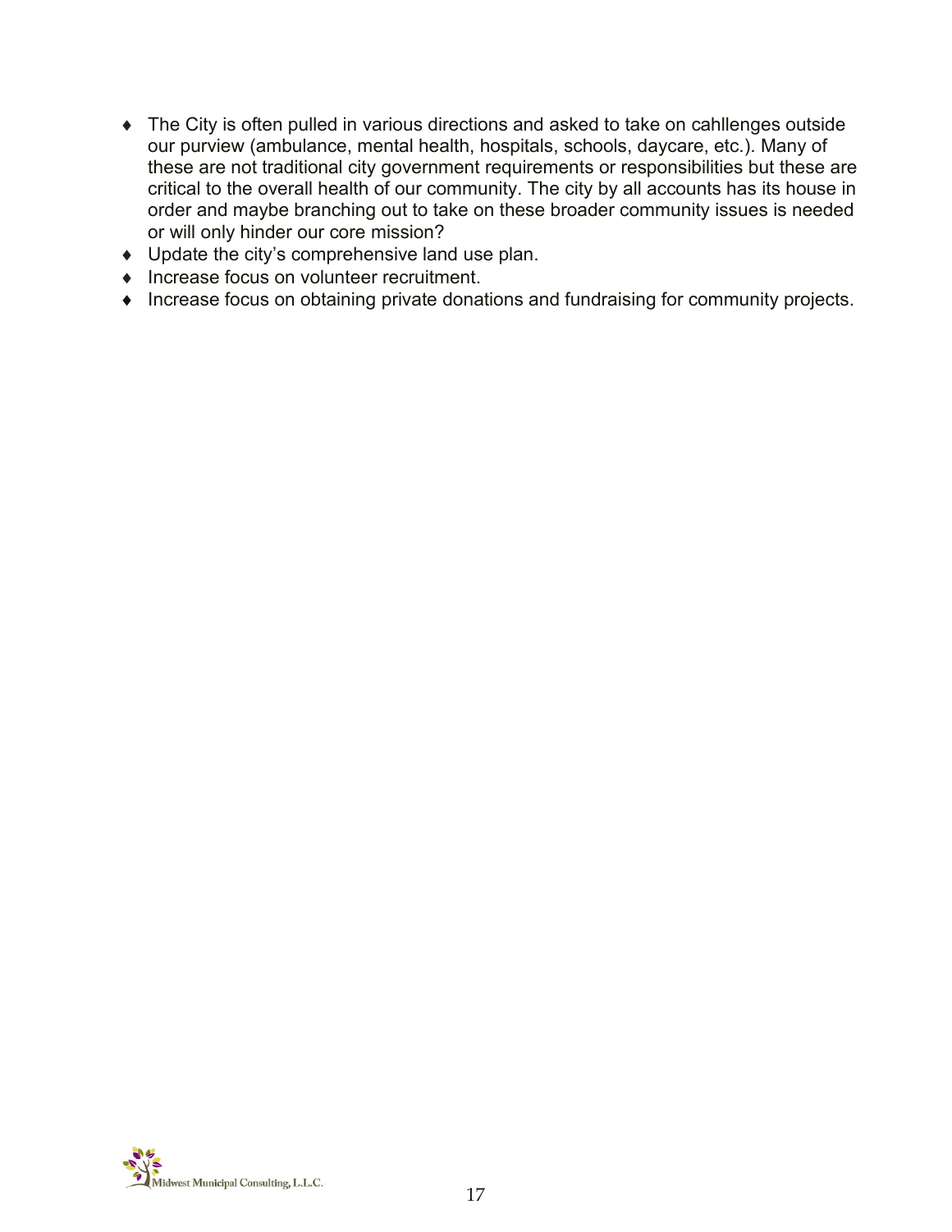- The City is often pulled in various directions and asked to take on cahllenges outside our purview (ambulance, mental health, hospitals, schools, daycare, etc.). Many of these are not traditional city government requirements or responsibilities but these are critical to the overall health of our community. The city by all accounts has its house in order and maybe branching out to take on these broader community issues is needed or will only hinder our core mission?
- Update the city's comprehensive land use plan.
- Increase focus on volunteer recruitment.
- Increase focus on obtaining private donations and fundraising for community projects.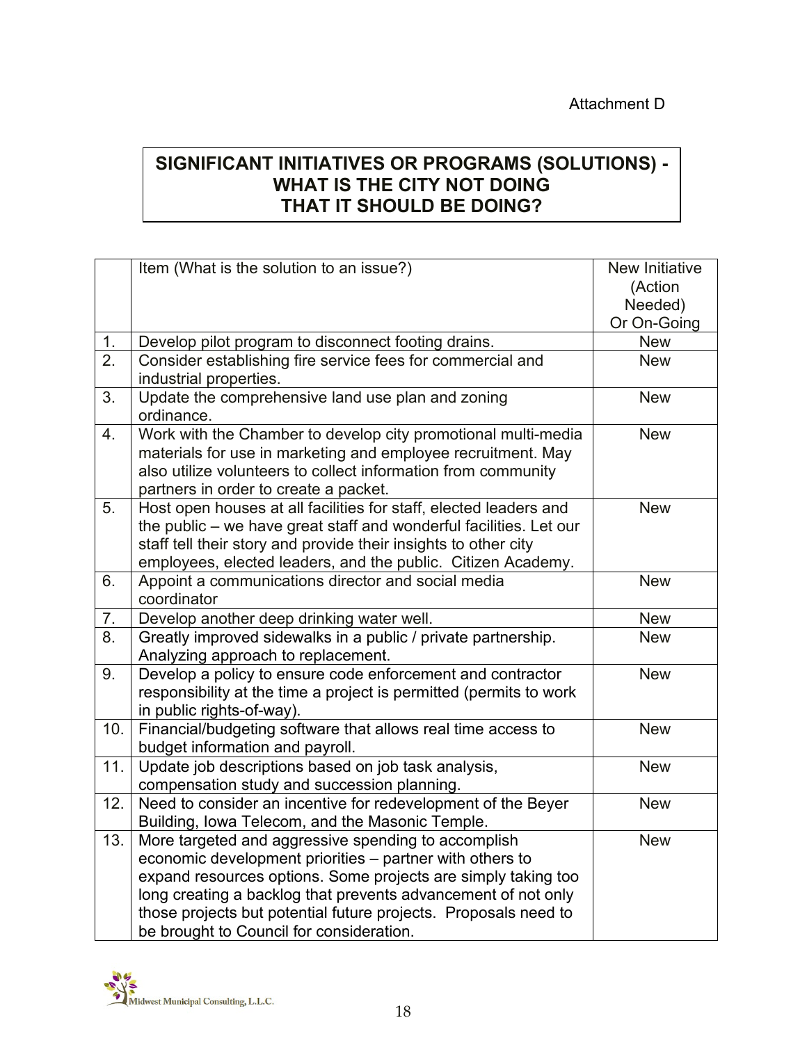Attachment D

# SIGNIFICANT INITIATIVES OR PROGRAMS (SOLUTIONS) - WHAT IS THE CITY NOT DOING THAT IT SHOULD BE DOING?

| | Item (What is the solution to an issue?) | New Initiative (Action Needed) Or On-Going |
|---|---|---|
| 1. | Develop pilot program to disconnect footing drains. | New |
| 2. | Consider establishing fire service fees for commercial and industrial properties. | New |
| 3. | Update the comprehensive land use plan and zoning ordinance. | New |
| 4. | Work with the Chamber to develop city promotional multi-media materials for use in marketing and employee recruitment. May also utilize volunteers to collect information from community partners in order to create a packet. | New |
| 5. | Host open houses at all facilities for staff, elected leaders and the public – we have great staff and wonderful facilities. Let our staff tell their story and provide their insights to other city employees, elected leaders, and the public. Citizen Academy. | New |
| 6. | Appoint a communications director and social media coordinator | New |
| 7. | Develop another deep drinking water well. | New |
| 8. | Greatly improved sidewalks in a public / private partnership. Analyzing approach to replacement. | New |
| 9. | Develop a policy to ensure code enforcement and contractor responsibility at the time a project is permitted (permits to work in public rights-of-way). | New |
| 10. | Financial/budgeting software that allows real time access to budget information and payroll. | New |
| 11. | Update job descriptions based on job task analysis, compensation study and succession planning. | New |
| 12. | Need to consider an incentive for redevelopment of the Beyer Building, Iowa Telecom, and the Masonic Temple. | New |
| 13. | More targeted and aggressive spending to accomplish economic development priorities – partner with others to expand resources options. Some projects are simply taking too long creating a backlog that prevents advancement of not only those projects but potential future projects. Proposals need to be brought to Council for consideration. | New |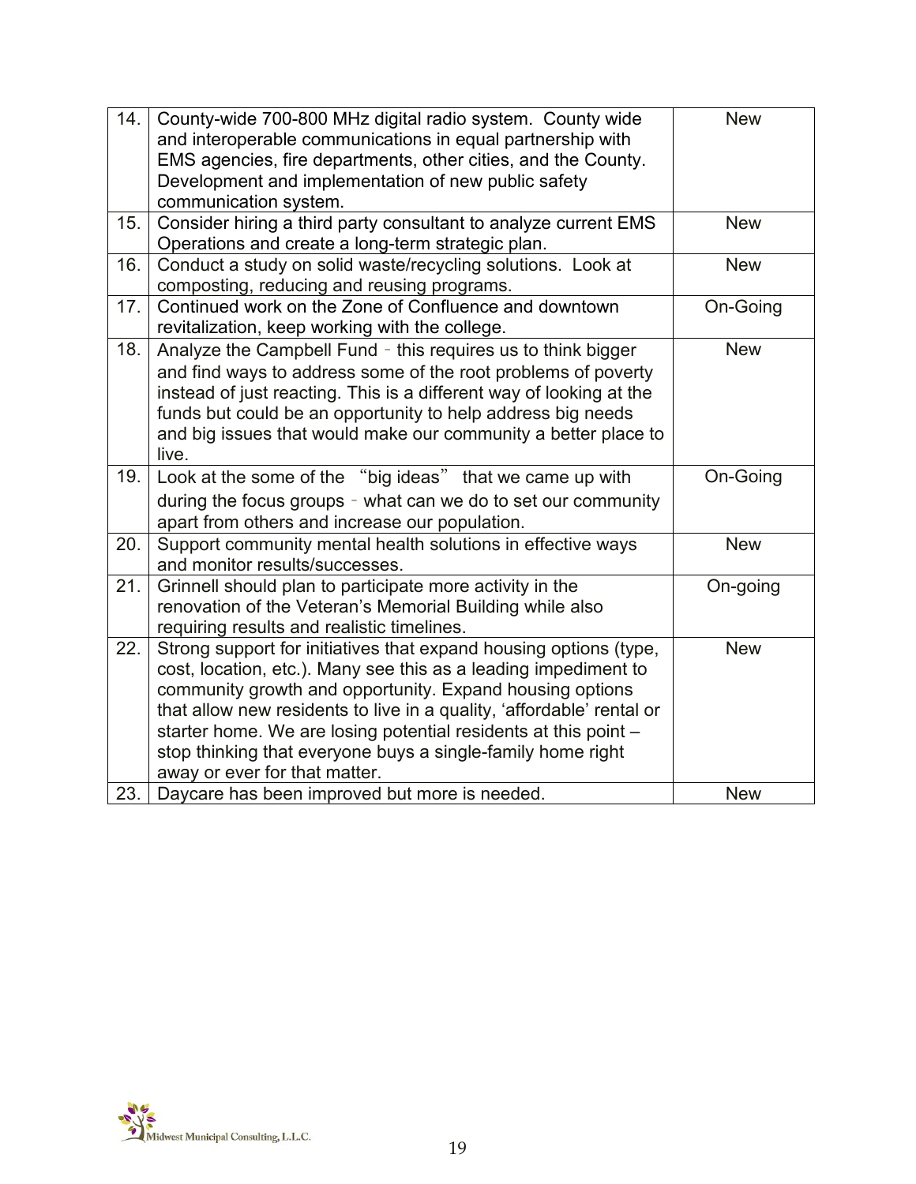| | | |
|---|---|---|
| 14. | County-wide 700-800 MHz digital radio system. County wide and interoperable communications in equal partnership with EMS agencies, fire departments, other cities, and the County. Development and implementation of new public safety communication system. | New |
| 15. | Consider hiring a third party consultant to analyze current EMS Operations and create a long-term strategic plan. | New |
| 16. | Conduct a study on solid waste/recycling solutions. Look at composting, reducing and reusing programs. | New |
| 17. | Continued work on the Zone of Confluence and downtown revitalization, keep working with the college. | On-Going |
| 18. | Analyze the Campbell Fund - this requires us to think bigger and find ways to address some of the root problems of poverty instead of just reacting. This is a different way of looking at the funds but could be an opportunity to help address big needs and big issues that would make our community a better place to live. | New |
| 19. | Look at the some of the "big ideas" that we came up with during the focus groups - what can we do to set our community apart from others and increase our population. | On-Going |
| 20. | Support community mental health solutions in effective ways and monitor results/successes. | New |
| 21. | Grinnell should plan to participate more activity in the renovation of the Veteran's Memorial Building while also requiring results and realistic timelines. | On-going |
| 22. | Strong support for initiatives that expand housing options (type, cost, location, etc.). Many see this as a leading impediment to community growth and opportunity. Expand housing options that allow new residents to live in a quality, 'affordable' rental or starter home. We are losing potential residents at this point – stop thinking that everyone buys a single-family home right away or ever for that matter. | New |
| 23. | Daycare has been improved but more is needed. | New |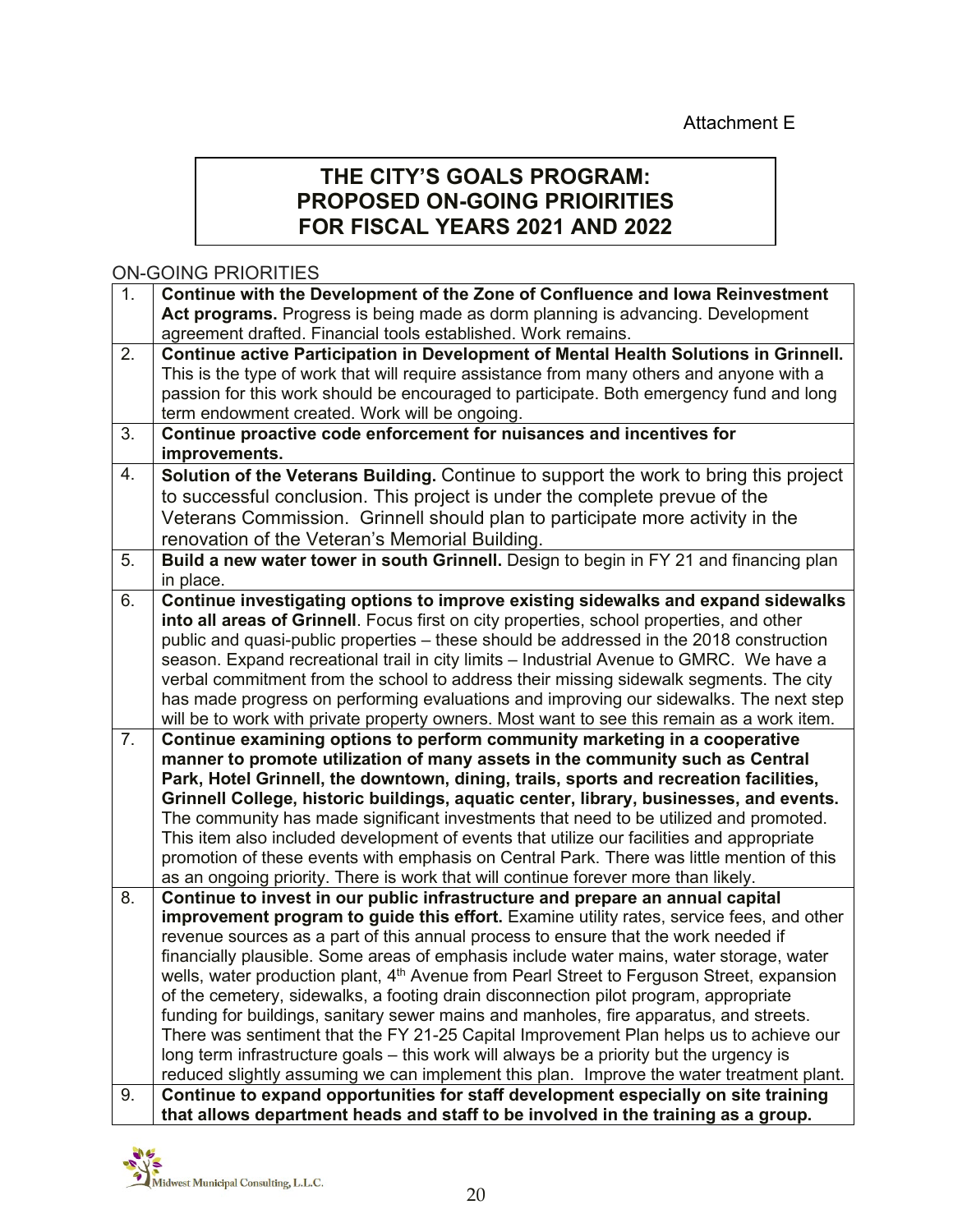Attachment E

# THE CITY'S GOALS PROGRAM: PROPOSED ON-GOING PRIOIRITIES FOR FISCAL YEARS 2021 AND 2022

## ON-GOING PRIORITIES

| | |
|---|---|
| 1. | **Continue with the Development of the Zone of Confluence and Iowa Reinvestment Act programs.** Progress is being made as dorm planning is advancing. Development agreement drafted. Financial tools established. Work remains. |
| 2. | **Continue active Participation in Development of Mental Health Solutions in Grinnell.** This is the type of work that will require assistance from many others and anyone with a passion for this work should be encouraged to participate. Both emergency fund and long term endowment created. Work will be ongoing. |
| 3. | **Continue proactive code enforcement for nuisances and incentives for improvements.** |
| 4. | **Solution of the Veterans Building.** Continue to support the work to bring this project to successful conclusion. This project is under the complete prevue of the Veterans Commission. Grinnell should plan to participate more activity in the renovation of the Veteran's Memorial Building. |
| 5. | **Build a new water tower in south Grinnell.** Design to begin in FY 21 and financing plan in place. |
| 6. | **Continue investigating options to improve existing sidewalks and expand sidewalks into all areas of Grinnell**. Focus first on city properties, school properties, and other public and quasi-public properties – these should be addressed in the 2018 construction season. Expand recreational trail in city limits – Industrial Avenue to GMRC. We have a verbal commitment from the school to address their missing sidewalk segments. The city has made progress on performing evaluations and improving our sidewalks. The next step will be to work with private property owners. Most want to see this remain as a work item. |
| 7. | **Continue examining options to perform community marketing in a cooperative manner to promote utilization of many assets in the community such as Central Park, Hotel Grinnell, the downtown, dining, trails, sports and recreation facilities, Grinnell College, historic buildings, aquatic center, library, businesses, and events.** The community has made significant investments that need to be utilized and promoted. This item also included development of events that utilize our facilities and appropriate promotion of these events with emphasis on Central Park. There was little mention of this as an ongoing priority. There is work that will continue forever more than likely. |
| 8. | **Continue to invest in our public infrastructure and prepare an annual capital improvement program to guide this effort.** Examine utility rates, service fees, and other revenue sources as a part of this annual process to ensure that the work needed if financially plausible. Some areas of emphasis include water mains, water storage, water wells, water production plant, 4th Avenue from Pearl Street to Ferguson Street, expansion of the cemetery, sidewalks, a footing drain disconnection pilot program, appropriate funding for buildings, sanitary sewer mains and manholes, fire apparatus, and streets. There was sentiment that the FY 21-25 Capital Improvement Plan helps us to achieve our long term infrastructure goals – this work will always be a priority but the urgency is reduced slightly assuming we can implement this plan. Improve the water treatment plant. |
| 9. | **Continue to expand opportunities for staff development especially on site training that allows department heads and staff to be involved in the training as a group.** |

Midwest Municipal Consulting, L.L.C.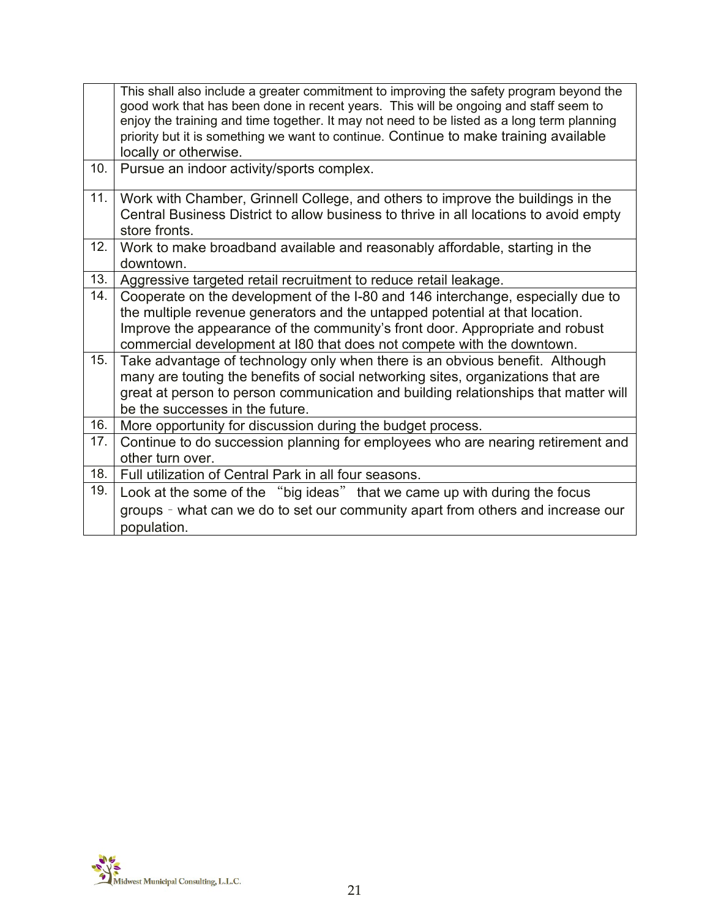| | |
|---|---|
| | This shall also include a greater commitment to improving the safety program beyond the good work that has been done in recent years. This will be ongoing and staff seem to enjoy the training and time together. It may not need to be listed as a long term planning priority but it is something we want to continue. Continue to make training available locally or otherwise. |
| 10. | Pursue an indoor activity/sports complex. |
| 11. | Work with Chamber, Grinnell College, and others to improve the buildings in the Central Business District to allow business to thrive in all locations to avoid empty store fronts. |
| 12. | Work to make broadband available and reasonably affordable, starting in the downtown. |
| 13. | Aggressive targeted retail recruitment to reduce retail leakage. |
| 14. | Cooperate on the development of the I-80 and 146 interchange, especially due to the multiple revenue generators and the untapped potential at that location. Improve the appearance of the community's front door. Appropriate and robust commercial development at I80 that does not compete with the downtown. |
| 15. | Take advantage of technology only when there is an obvious benefit. Although many are touting the benefits of social networking sites, organizations that are great at person to person communication and building relationships that matter will be the successes in the future. |
| 16. | More opportunity for discussion during the budget process. |
| 17. | Continue to do succession planning for employees who are nearing retirement and other turn over. |
| 18. | Full utilization of Central Park in all four seasons. |
| 19. | Look at the some of the "big ideas" that we came up with during the focus groups - what can we do to set our community apart from others and increase our population. |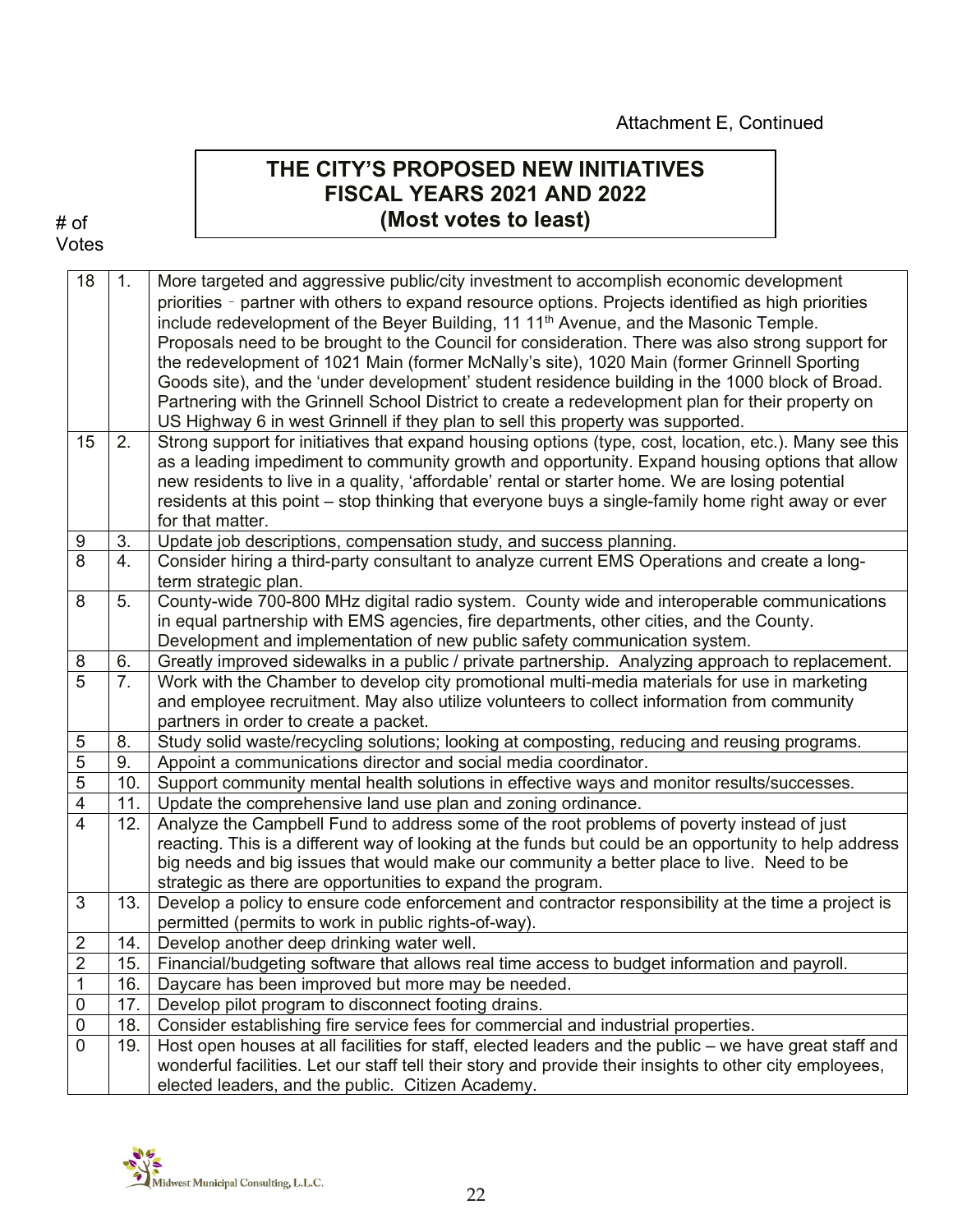Attachment E, Continued

# THE CITY'S PROPOSED NEW INITIATIVES
# FISCAL YEARS 2021 AND 2022
# (Most votes to least)

| # of Votes | | |
|---|---|---|
| 18 | 1. | More targeted and aggressive public/city investment to accomplish economic development priorities - partner with others to expand resource options. Projects identified as high priorities include redevelopment of the Beyer Building, 11 11th Avenue, and the Masonic Temple. Proposals need to be brought to the Council for consideration. There was also strong support for the redevelopment of 1021 Main (former McNally's site), 1020 Main (former Grinnell Sporting Goods site), and the 'under development' student residence building in the 1000 block of Broad. Partnering with the Grinnell School District to create a redevelopment plan for their property on US Highway 6 in west Grinnell if they plan to sell this property was supported. |
| 15 | 2. | Strong support for initiatives that expand housing options (type, cost, location, etc.). Many see this as a leading impediment to community growth and opportunity. Expand housing options that allow new residents to live in a quality, 'affordable' rental or starter home. We are losing potential residents at this point – stop thinking that everyone buys a single-family home right away or ever for that matter. |
| 9 | 3. | Update job descriptions, compensation study, and success planning. |
| 8 | 4. | Consider hiring a third-party consultant to analyze current EMS Operations and create a long-term strategic plan. |
| 8 | 5. | County-wide 700-800 MHz digital radio system. County wide and interoperable communications in equal partnership with EMS agencies, fire departments, other cities, and the County. Development and implementation of new public safety communication system. |
| 8 | 6. | Greatly improved sidewalks in a public / private partnership. Analyzing approach to replacement. |
| 5 | 7. | Work with the Chamber to develop city promotional multi-media materials for use in marketing and employee recruitment. May also utilize volunteers to collect information from community partners in order to create a packet. |
| 5 | 8. | Study solid waste/recycling solutions; looking at composting, reducing and reusing programs. |
| 5 | 9. | Appoint a communications director and social media coordinator. |
| 5 | 10. | Support community mental health solutions in effective ways and monitor results/successes. |
| 4 | 11. | Update the comprehensive land use plan and zoning ordinance. |
| 4 | 12. | Analyze the Campbell Fund to address some of the root problems of poverty instead of just reacting. This is a different way of looking at the funds but could be an opportunity to help address big needs and big issues that would make our community a better place to live. Need to be strategic as there are opportunities to expand the program. |
| 3 | 13. | Develop a policy to ensure code enforcement and contractor responsibility at the time a project is permitted (permits to work in public rights-of-way). |
| 2 | 14. | Develop another deep drinking water well. |
| 2 | 15. | Financial/budgeting software that allows real time access to budget information and payroll. |
| 1 | 16. | Daycare has been improved but more may be needed. |
| 0 | 17. | Develop pilot program to disconnect footing drains. |
| 0 | 18. | Consider establishing fire service fees for commercial and industrial properties. |
| 0 | 19. | Host open houses at all facilities for staff, elected leaders and the public – we have great staff and wonderful facilities. Let our staff tell their story and provide their insights to other city employees, elected leaders, and the public. Citizen Academy. |

Midwest Municipal Consulting, L.L.C.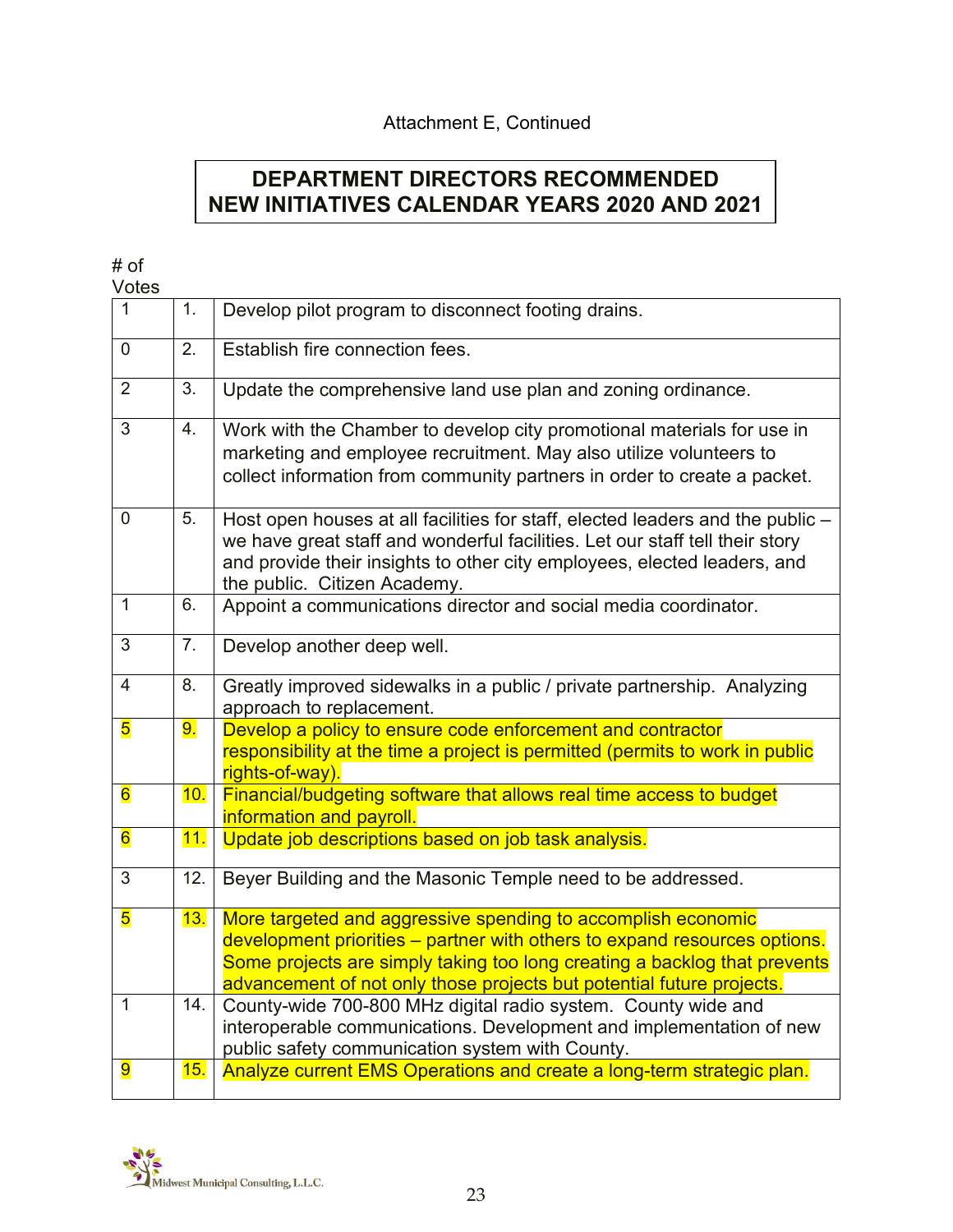Attachment E, Continued

## DEPARTMENT DIRECTORS RECOMMENDED NEW INITIATIVES CALENDAR YEARS 2020 AND 2021

| # of Votes | | |
|---|---|---|
| 1 | 1. | Develop pilot program to disconnect footing drains. |
| 0 | 2. | Establish fire connection fees. |
| 2 | 3. | Update the comprehensive land use plan and zoning ordinance. |
| 3 | 4. | Work with the Chamber to develop city promotional materials for use in marketing and employee recruitment. May also utilize volunteers to collect information from community partners in order to create a packet. |
| 0 | 5. | Host open houses at all facilities for staff, elected leaders and the public – we have great staff and wonderful facilities. Let our staff tell their story and provide their insights to other city employees, elected leaders, and the public. Citizen Academy. |
| 1 | 6. | Appoint a communications director and social media coordinator. |
| 3 | 7. | Develop another deep well. |
| 4 | 8. | Greatly improved sidewalks in a public / private partnership. Analyzing approach to replacement. |
| 5 | 9. | Develop a policy to ensure code enforcement and contractor responsibility at the time a project is permitted (permits to work in public rights-of-way). |
| 6 | 10. | Financial/budgeting software that allows real time access to budget information and payroll. |
| 6 | 11. | Update job descriptions based on job task analysis. |
| 3 | 12. | Beyer Building and the Masonic Temple need to be addressed. |
| 5 | 13. | More targeted and aggressive spending to accomplish economic development priorities – partner with others to expand resources options. Some projects are simply taking too long creating a backlog that prevents advancement of not only those projects but potential future projects. |
| 1 | 14. | County-wide 700-800 MHz digital radio system. County wide and interoperable communications. Development and implementation of new public safety communication system with County. |
| 9 | 15. | Analyze current EMS Operations and create a long-term strategic plan. |

Midwest Municipal Consulting, L.L.C.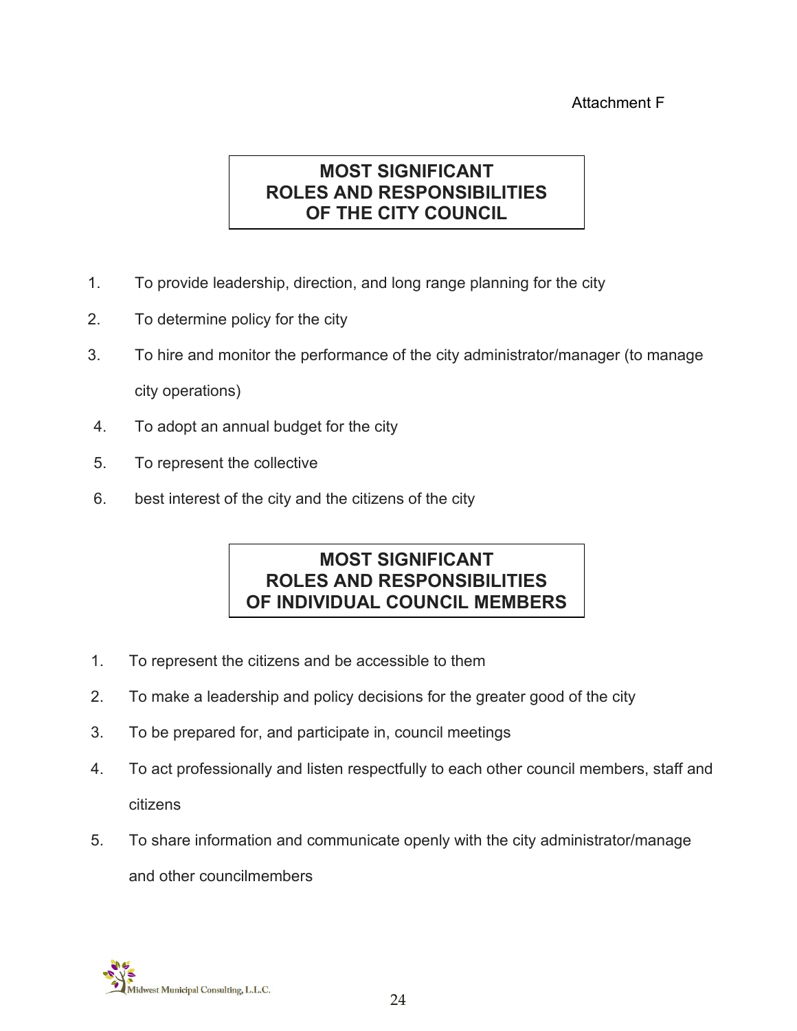Attachment F

## MOST SIGNIFICANT ROLES AND RESPONSIBILITIES OF THE CITY COUNCIL

1. To provide leadership, direction, and long range planning for the city
2. To determine policy for the city
3. To hire and monitor the performance of the city administrator/manager (to manage city operations)
4. To adopt an annual budget for the city
5. To represent the collective
6. best interest of the city and the citizens of the city

## MOST SIGNIFICANT ROLES AND RESPONSIBILITIES OF INDIVIDUAL COUNCIL MEMBERS

1. To represent the citizens and be accessible to them
2. To make a leadership and policy decisions for the greater good of the city
3. To be prepared for, and participate in, council meetings
4. To act professionally and listen respectfully to each other council members, staff and citizens
5. To share information and communicate openly with the city administrator/manage and other councilmembers

Midwest Municipal Consulting, L.L.C.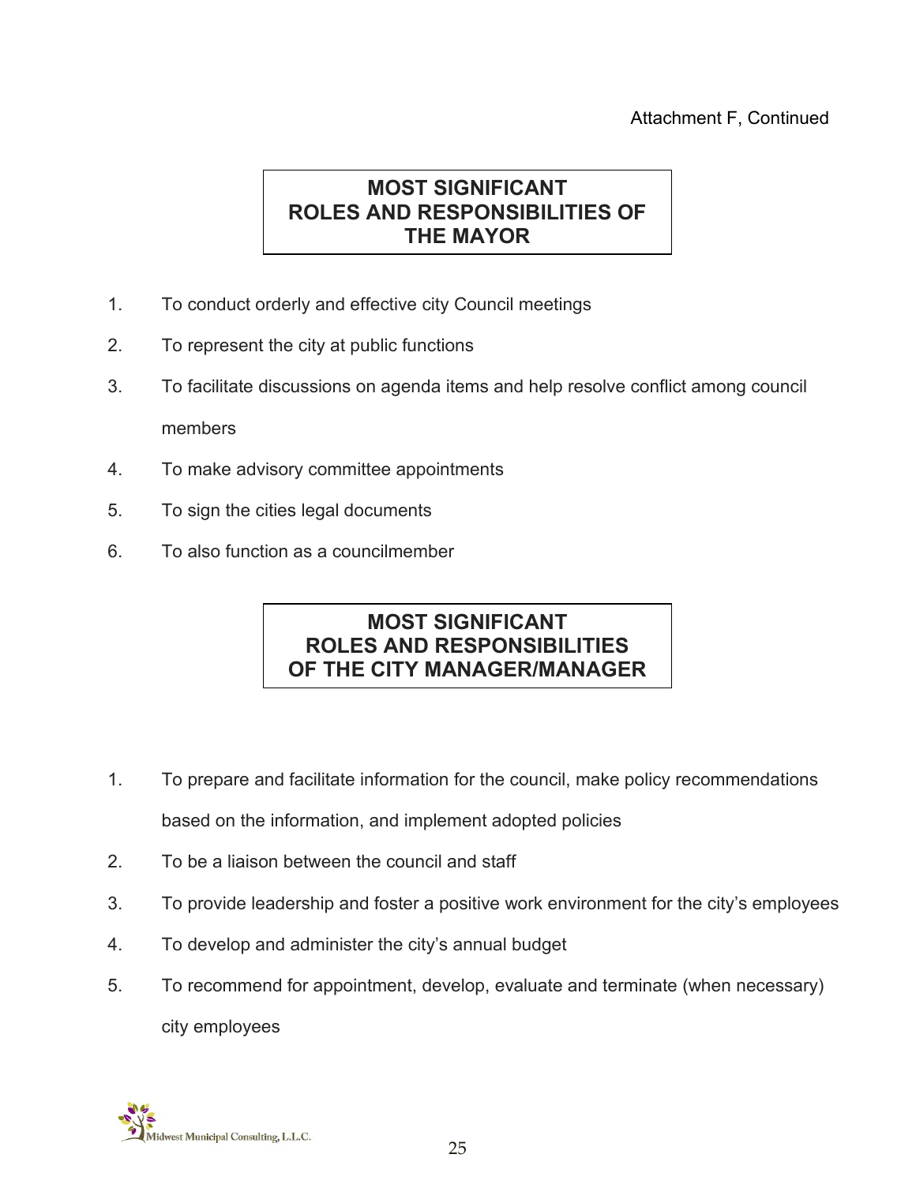Attachment F, Continued

## MOST SIGNIFICANT ROLES AND RESPONSIBILITIES OF THE MAYOR

1. To conduct orderly and effective city Council meetings
2. To represent the city at public functions
3. To facilitate discussions on agenda items and help resolve conflict among council members
4. To make advisory committee appointments
5. To sign the cities legal documents
6. To also function as a councilmember

## MOST SIGNIFICANT ROLES AND RESPONSIBILITIES OF THE CITY MANAGER/MANAGER

1. To prepare and facilitate information for the council, make policy recommendations based on the information, and implement adopted policies
2. To be a liaison between the council and staff
3. To provide leadership and foster a positive work environment for the city's employees
4. To develop and administer the city's annual budget
5. To recommend for appointment, develop, evaluate and terminate (when necessary) city employees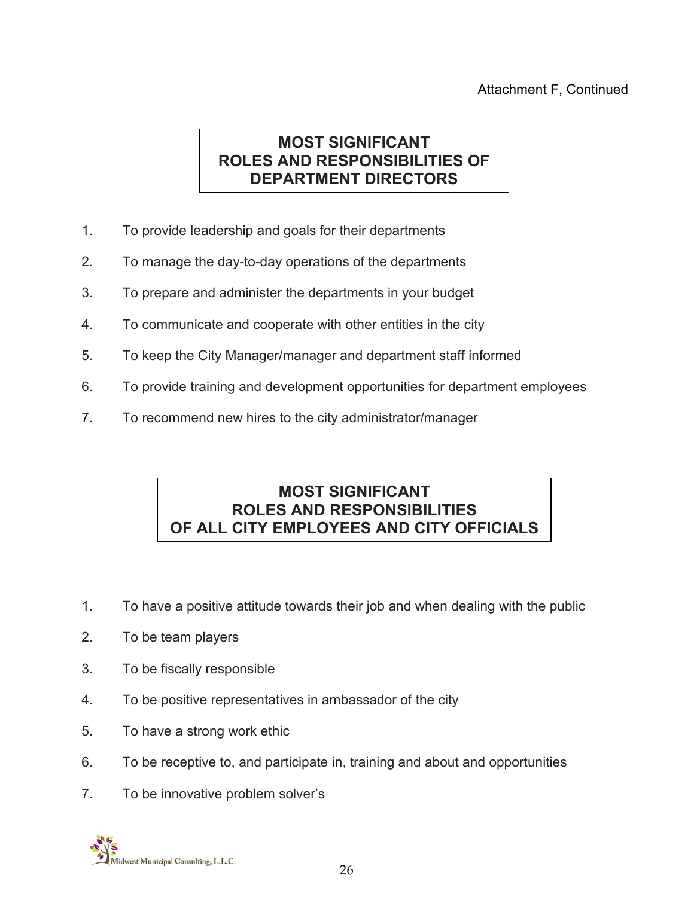Attachment F, Continued

## MOST SIGNIFICANT ROLES AND RESPONSIBILITIES OF DEPARTMENT DIRECTORS

1. To provide leadership and goals for their departments
2. To manage the day-to-day operations of the departments
3. To prepare and administer the departments in your budget
4. To communicate and cooperate with other entities in the city
5. To keep the City Manager/manager and department staff informed
6. To provide training and development opportunities for department employees
7. To recommend new hires to the city administrator/manager

## MOST SIGNIFICANT ROLES AND RESPONSIBILITIES OF ALL CITY EMPLOYEES AND CITY OFFICIALS

1. To have a positive attitude towards their job and when dealing with the public
2. To be team players
3. To be fiscally responsible
4. To be positive representatives in ambassador of the city
5. To have a strong work ethic
6. To be receptive to, and participate in, training and about and opportunities
7. To be innovative problem solver's

Midwest Municipal Consulting, L.L.C.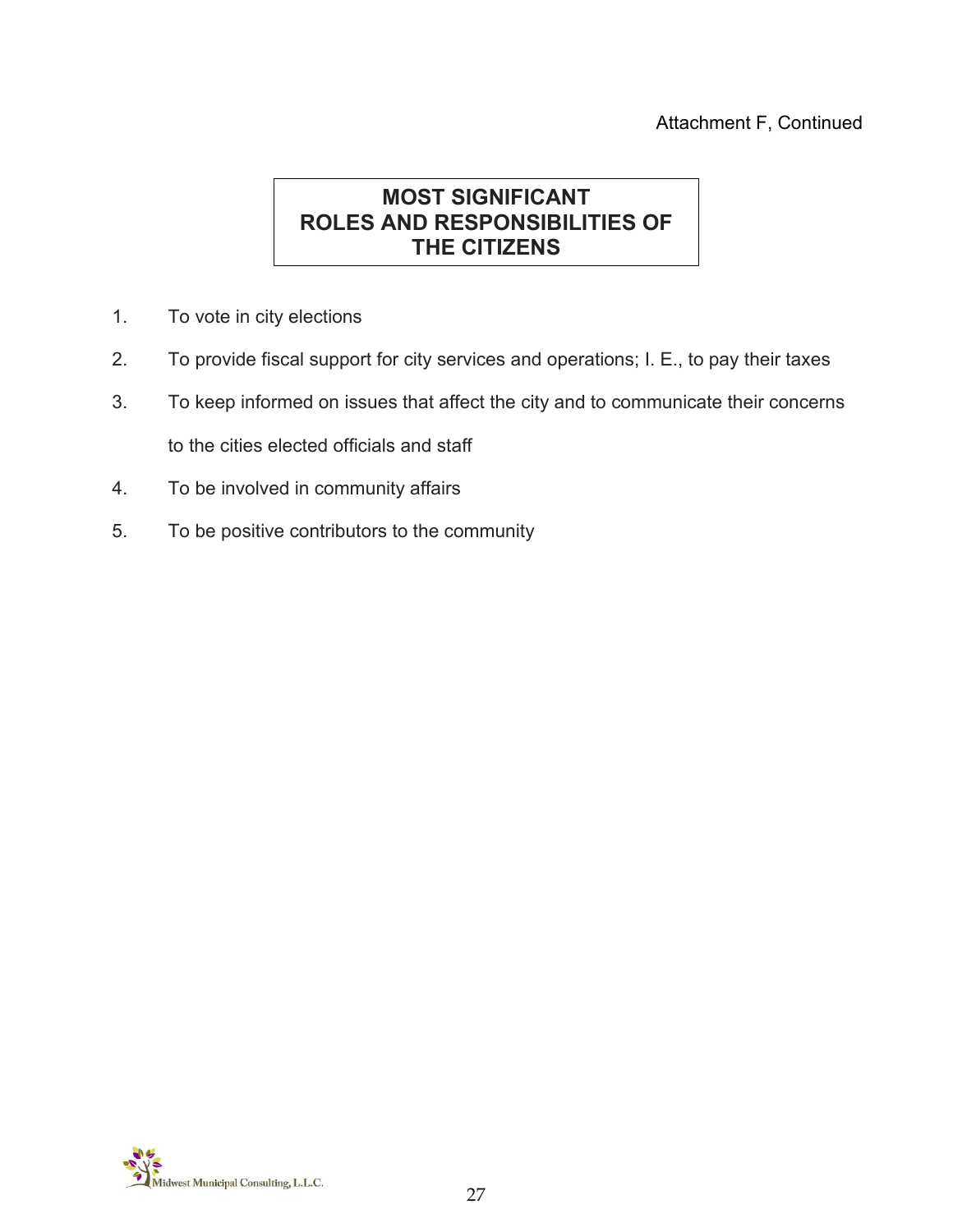Attachment F, Continued

## MOST SIGNIFICANT ROLES AND RESPONSIBILITIES OF THE CITIZENS

1. To vote in city elections
2. To provide fiscal support for city services and operations; I. E., to pay their taxes
3. To keep informed on issues that affect the city and to communicate their concerns to the cities elected officials and staff
4. To be involved in community affairs
5. To be positive contributors to the community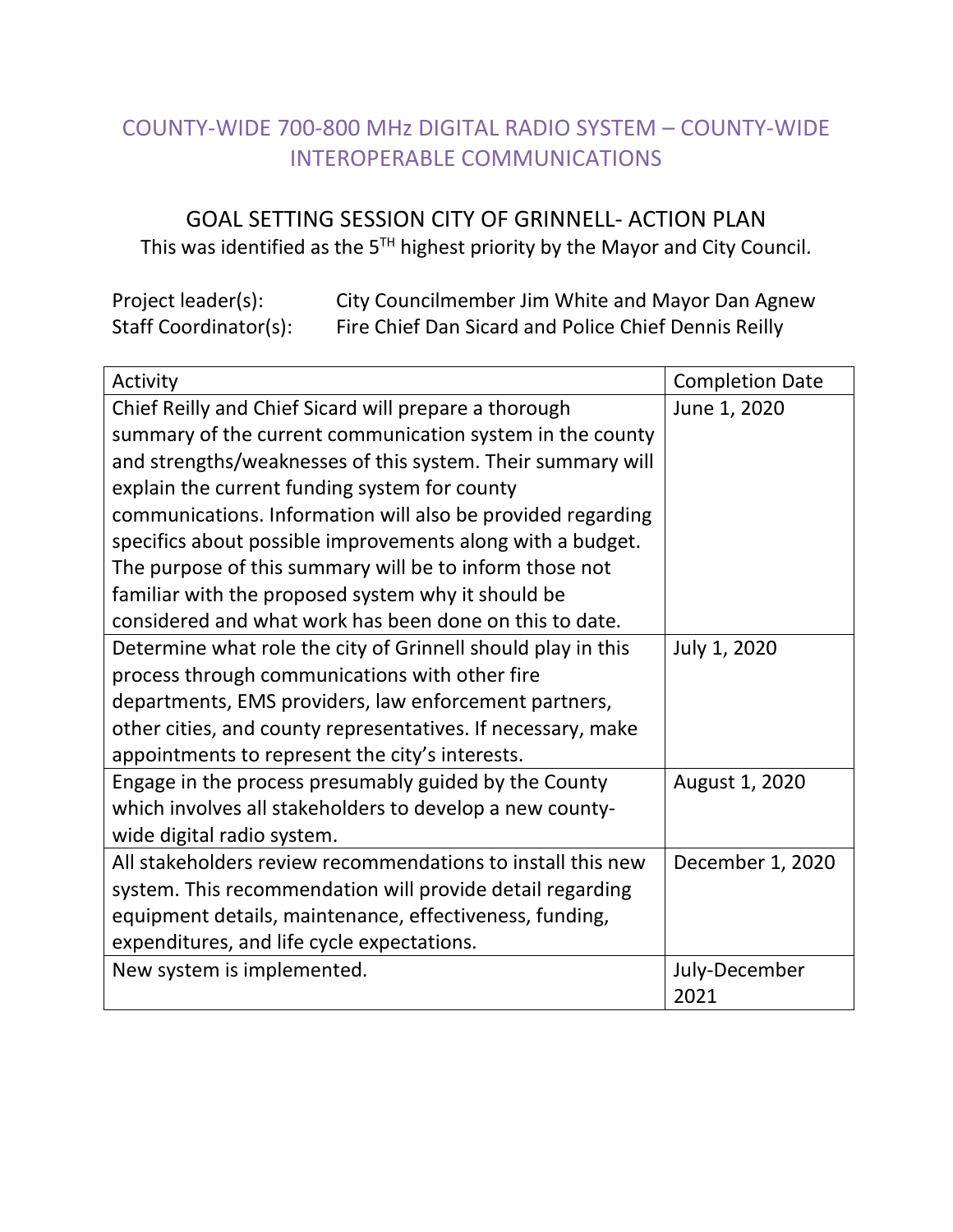# COUNTY-WIDE 700-800 MHz DIGITAL RADIO SYSTEM – COUNTY-WIDE INTEROPERABLE COMMUNICATIONS

## GOAL SETTING SESSION CITY OF GRINNELL- ACTION PLAN

This was identified as the 5TH highest priority by the Mayor and City Council.

Project leader(s): City Councilmember Jim White and Mayor Dan Agnew
Staff Coordinator(s): Fire Chief Dan Sicard and Police Chief Dennis Reilly

| Activity | Completion Date |
|---|---|
| Chief Reilly and Chief Sicard will prepare a thorough summary of the current communication system in the county and strengths/weaknesses of this system. Their summary will explain the current funding system for county communications. Information will also be provided regarding specifics about possible improvements along with a budget. The purpose of this summary will be to inform those not familiar with the proposed system why it should be considered and what work has been done on this to date. | June 1, 2020 |
| Determine what role the city of Grinnell should play in this process through communications with other fire departments, EMS providers, law enforcement partners, other cities, and county representatives. If necessary, make appointments to represent the city's interests. | July 1, 2020 |
| Engage in the process presumably guided by the County which involves all stakeholders to develop a new county-wide digital radio system. | August 1, 2020 |
| All stakeholders review recommendations to install this new system. This recommendation will provide detail regarding equipment details, maintenance, effectiveness, funding, expenditures, and life cycle expectations. | December 1, 2020 |
| New system is implemented. | July-December 2021 |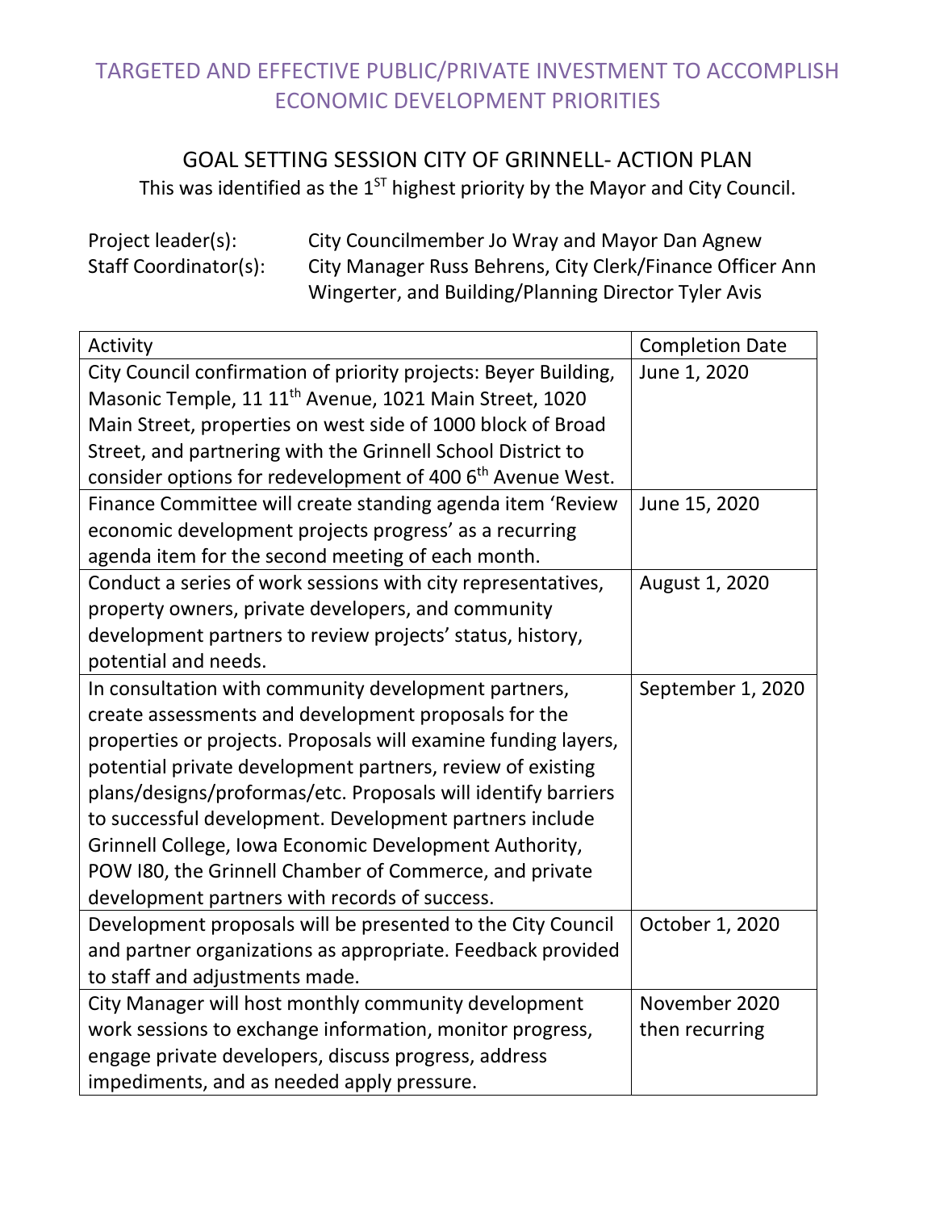# TARGETED AND EFFECTIVE PUBLIC/PRIVATE INVESTMENT TO ACCOMPLISH ECONOMIC DEVELOPMENT PRIORITIES

## GOAL SETTING SESSION CITY OF GRINNELL- ACTION PLAN

This was identified as the 1ST highest priority by the Mayor and City Council.

Project leader(s): City Councilmember Jo Wray and Mayor Dan Agnew
Staff Coordinator(s): City Manager Russ Behrens, City Clerk/Finance Officer Ann Wingerter, and Building/Planning Director Tyler Avis

| Activity | Completion Date |
|---|---|
| City Council confirmation of priority projects: Beyer Building, Masonic Temple, 11 11th Avenue, 1021 Main Street, 1020 Main Street, properties on west side of 1000 block of Broad Street, and partnering with the Grinnell School District to consider options for redevelopment of 400 6th Avenue West. | June 1, 2020 |
| Finance Committee will create standing agenda item 'Review economic development projects progress' as a recurring agenda item for the second meeting of each month. | June 15, 2020 |
| Conduct a series of work sessions with city representatives, property owners, private developers, and community development partners to review projects' status, history, potential and needs. | August 1, 2020 |
| In consultation with community development partners, create assessments and development proposals for the properties or projects. Proposals will examine funding layers, potential private development partners, review of existing plans/designs/proformas/etc. Proposals will identify barriers to successful development. Development partners include Grinnell College, Iowa Economic Development Authority, POW I80, the Grinnell Chamber of Commerce, and private development partners with records of success. | September 1, 2020 |
| Development proposals will be presented to the City Council and partner organizations as appropriate. Feedback provided to staff and adjustments made. | October 1, 2020 |
| City Manager will host monthly community development work sessions to exchange information, monitor progress, engage private developers, discuss progress, address impediments, and as needed apply pressure. | November 2020 then recurring |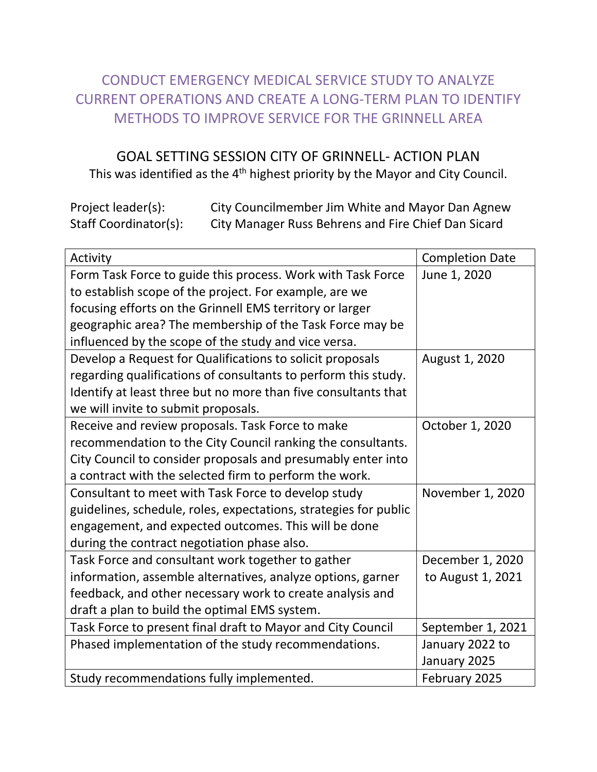# CONDUCT EMERGENCY MEDICAL SERVICE STUDY TO ANALYZE CURRENT OPERATIONS AND CREATE A LONG-TERM PLAN TO IDENTIFY METHODS TO IMPROVE SERVICE FOR THE GRINNELL AREA

## GOAL SETTING SESSION CITY OF GRINNELL- ACTION PLAN

This was identified as the 4th highest priority by the Mayor and City Council.

Project leader(s): City Councilmember Jim White and Mayor Dan Agnew
Staff Coordinator(s): City Manager Russ Behrens and Fire Chief Dan Sicard

| Activity | Completion Date |
|---|---|
| Form Task Force to guide this process. Work with Task Force to establish scope of the project. For example, are we focusing efforts on the Grinnell EMS territory or larger geographic area? The membership of the Task Force may be influenced by the scope of the study and vice versa. | June 1, 2020 |
| Develop a Request for Qualifications to solicit proposals regarding qualifications of consultants to perform this study. Identify at least three but no more than five consultants that we will invite to submit proposals. | August 1, 2020 |
| Receive and review proposals. Task Force to make recommendation to the City Council ranking the consultants. City Council to consider proposals and presumably enter into a contract with the selected firm to perform the work. | October 1, 2020 |
| Consultant to meet with Task Force to develop study guidelines, schedule, roles, expectations, strategies for public engagement, and expected outcomes. This will be done during the contract negotiation phase also. | November 1, 2020 |
| Task Force and consultant work together to gather information, assemble alternatives, analyze options, garner feedback, and other necessary work to create analysis and draft a plan to build the optimal EMS system. | December 1, 2020 to August 1, 2021 |
| Task Force to present final draft to Mayor and City Council | September 1, 2021 |
| Phased implementation of the study recommendations. | January 2022 to January 2025 |
| Study recommendations fully implemented. | February 2025 |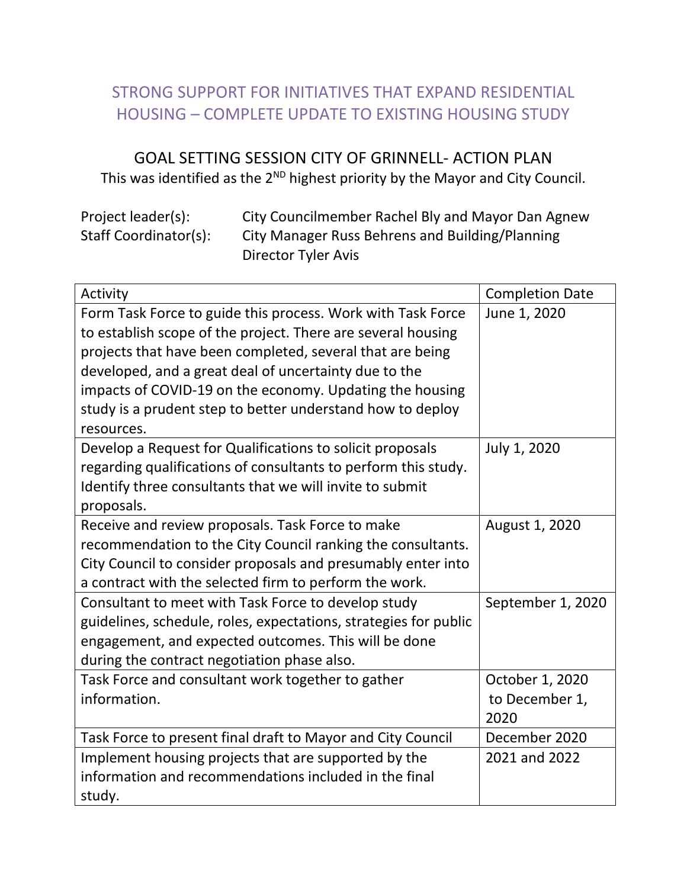# STRONG SUPPORT FOR INITIATIVES THAT EXPAND RESIDENTIAL HOUSING – COMPLETE UPDATE TO EXISTING HOUSING STUDY

## GOAL SETTING SESSION CITY OF GRINNELL- ACTION PLAN

This was identified as the 2ND highest priority by the Mayor and City Council.

Project leader(s): City Councilmember Rachel Bly and Mayor Dan Agnew
Staff Coordinator(s): City Manager Russ Behrens and Building/Planning Director Tyler Avis

| Activity | Completion Date |
|---|---|
| Form Task Force to guide this process. Work with Task Force to establish scope of the project. There are several housing projects that have been completed, several that are being developed, and a great deal of uncertainty due to the impacts of COVID-19 on the economy. Updating the housing study is a prudent step to better understand how to deploy resources. | June 1, 2020 |
| Develop a Request for Qualifications to solicit proposals regarding qualifications of consultants to perform this study. Identify three consultants that we will invite to submit proposals. | July 1, 2020 |
| Receive and review proposals. Task Force to make recommendation to the City Council ranking the consultants. City Council to consider proposals and presumably enter into a contract with the selected firm to perform the work. | August 1, 2020 |
| Consultant to meet with Task Force to develop study guidelines, schedule, roles, expectations, strategies for public engagement, and expected outcomes. This will be done during the contract negotiation phase also. | September 1, 2020 |
| Task Force and consultant work together to gather information. | October 1, 2020 to December 1, 2020 |
| Task Force to present final draft to Mayor and City Council | December 2020 |
| Implement housing projects that are supported by the information and recommendations included in the final study. | 2021 and 2022 |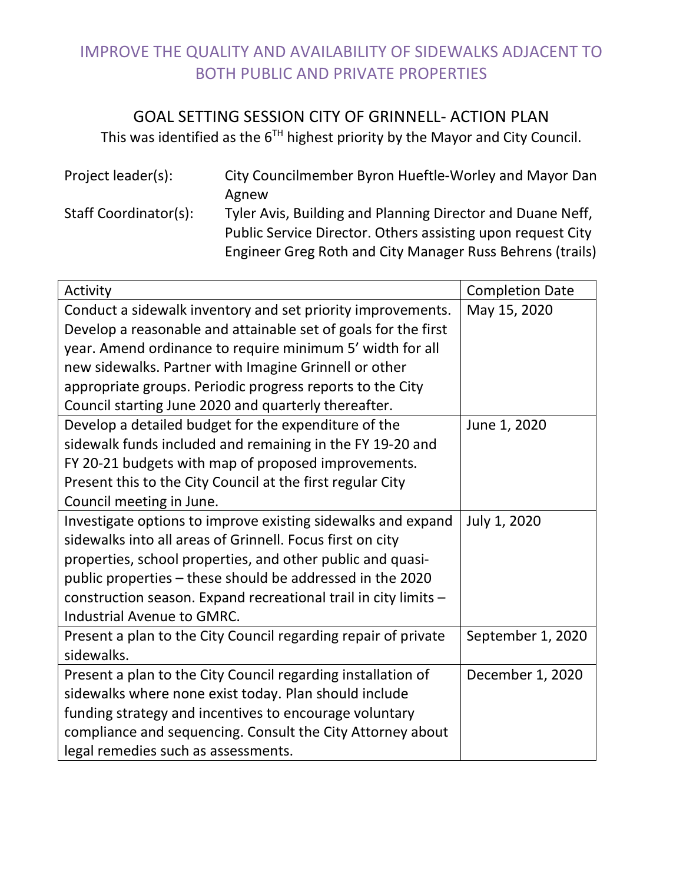# IMPROVE THE QUALITY AND AVAILABILITY OF SIDEWALKS ADJACENT TO BOTH PUBLIC AND PRIVATE PROPERTIES

## GOAL SETTING SESSION CITY OF GRINNELL- ACTION PLAN

This was identified as the 6[TH] highest priority by the Mayor and City Council.

| | |
|---|---|
| Project leader(s): | City Councilmember Byron Hueftle-Worley and Mayor Dan Agnew |
| Staff Coordinator(s): | Tyler Avis, Building and Planning Director and Duane Neff, Public Service Director. Others assisting upon request City Engineer Greg Roth and City Manager Russ Behrens (trails) |

| Activity | Completion Date |
|---|---|
| Conduct a sidewalk inventory and set priority improvements. Develop a reasonable and attainable set of goals for the first year. Amend ordinance to require minimum 5' width for all new sidewalks. Partner with Imagine Grinnell or other appropriate groups. Periodic progress reports to the City Council starting June 2020 and quarterly thereafter. | May 15, 2020 |
| Develop a detailed budget for the expenditure of the sidewalk funds included and remaining in the FY 19-20 and FY 20-21 budgets with map of proposed improvements. Present this to the City Council at the first regular City Council meeting in June. | June 1, 2020 |
| Investigate options to improve existing sidewalks and expand sidewalks into all areas of Grinnell. Focus first on city properties, school properties, and other public and quasi-public properties – these should be addressed in the 2020 construction season. Expand recreational trail in city limits – Industrial Avenue to GMRC. | July 1, 2020 |
| Present a plan to the City Council regarding repair of private sidewalks. | September 1, 2020 |
| Present a plan to the City Council regarding installation of sidewalks where none exist today. Plan should include funding strategy and incentives to encourage voluntary compliance and sequencing. Consult the City Attorney about legal remedies such as assessments. | December 1, 2020 |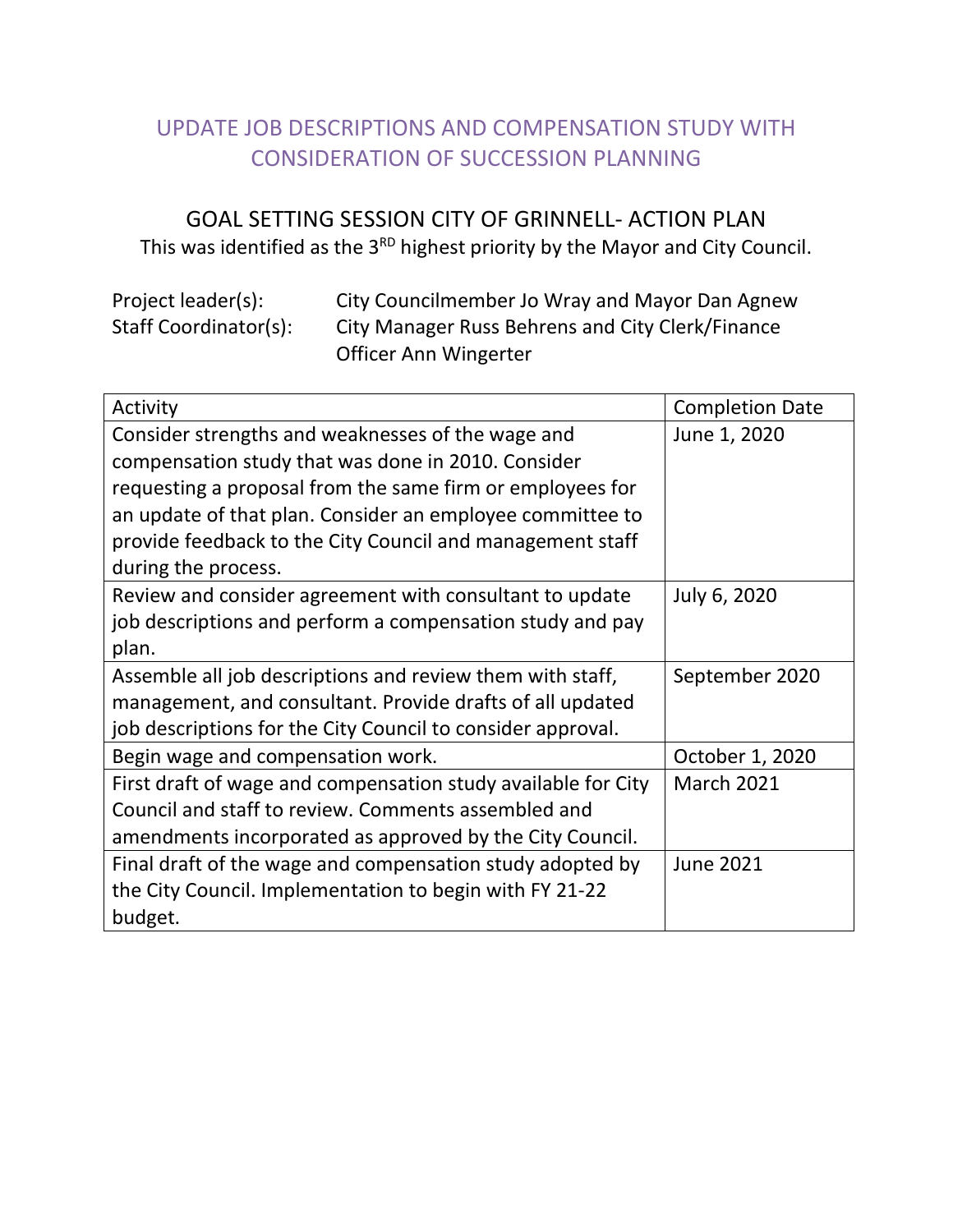# UPDATE JOB DESCRIPTIONS AND COMPENSATION STUDY WITH CONSIDERATION OF SUCCESSION PLANNING

## GOAL SETTING SESSION CITY OF GRINNELL- ACTION PLAN

This was identified as the 3RD highest priority by the Mayor and City Council.

Project leader(s): City Councilmember Jo Wray and Mayor Dan Agnew
Staff Coordinator(s): City Manager Russ Behrens and City Clerk/Finance Officer Ann Wingerter

| Activity | Completion Date |
|---|---|
| Consider strengths and weaknesses of the wage and compensation study that was done in 2010. Consider requesting a proposal from the same firm or employees for an update of that plan. Consider an employee committee to provide feedback to the City Council and management staff during the process. | June 1, 2020 |
| Review and consider agreement with consultant to update job descriptions and perform a compensation study and pay plan. | July 6, 2020 |
| Assemble all job descriptions and review them with staff, management, and consultant. Provide drafts of all updated job descriptions for the City Council to consider approval. | September 2020 |
| Begin wage and compensation work. | October 1, 2020 |
| First draft of wage and compensation study available for City Council and staff to review. Comments assembled and amendments incorporated as approved by the City Council. | March 2021 |
| Final draft of the wage and compensation study adopted by the City Council. Implementation to begin with FY 21-22 budget. | June 2021 |